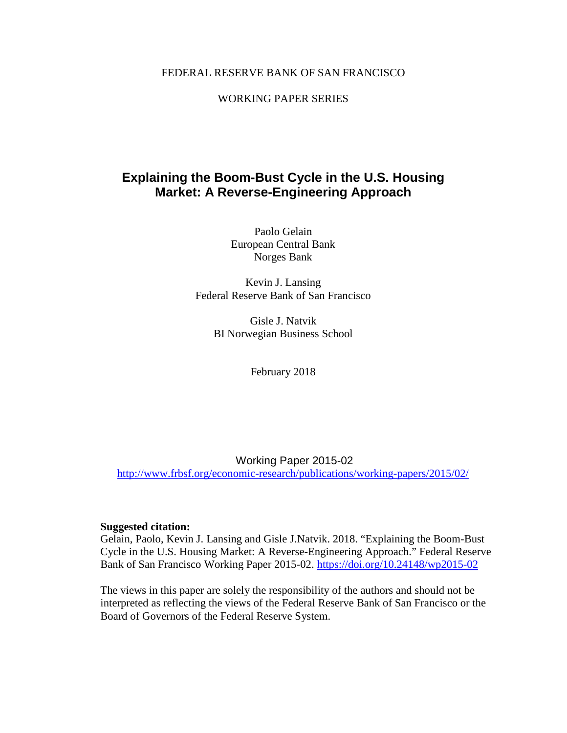FEDERAL RESERVE BANK OF SAN FRANCISCO

WORKING PAPER SERIES

# Explaining the Boom-Bust Cycle in the U.S. Housing Market: A Reverse-Engineering Approach

Paolo Gelain
European Central Bank
Norges Bank

Kevin J. Lansing
Federal Reserve Bank of San Francisco

Gisle J. Natvik
BI Norwegian Business School

February 2018

Working Paper 2015-02
http://www.frbsf.org/economic-research/publications/working-papers/2015/02/

**Suggested citation:**
Gelain, Paolo, Kevin J. Lansing and Gisle J.Natvik. 2018. "Explaining the Boom-Bust Cycle in the U.S. Housing Market: A Reverse-Engineering Approach." Federal Reserve Bank of San Francisco Working Paper 2015-02. https://doi.org/10.24148/wp2015-02

The views in this paper are solely the responsibility of the authors and should not be interpreted as reflecting the views of the Federal Reserve Bank of San Francisco or the Board of Governors of the Federal Reserve System.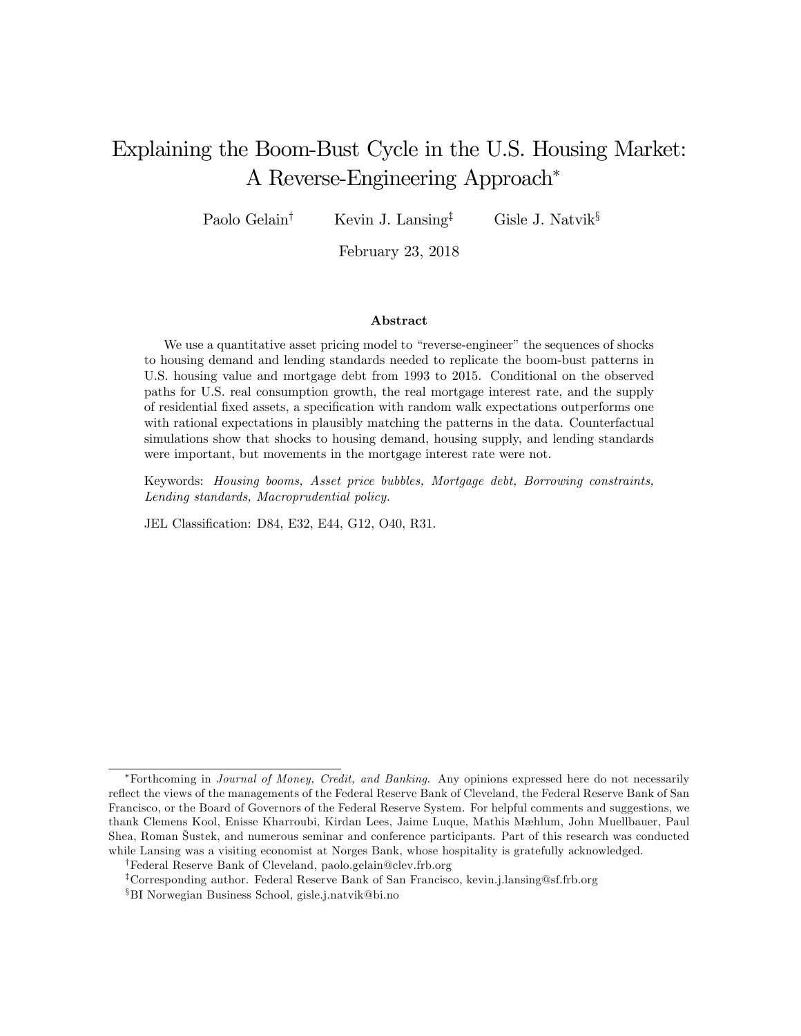# Explaining the Boom-Bust Cycle in the U.S. Housing Market: A Reverse-Engineering Approach*

Paolo Gelain[†] Kevin J. Lansing[‡] Gisle J. Natvik[§]

February 23, 2018

## Abstract

We use a quantitative asset pricing model to "reverse-engineer" the sequences of shocks to housing demand and lending standards needed to replicate the boom-bust patterns in U.S. housing value and mortgage debt from 1993 to 2015. Conditional on the observed paths for U.S. real consumption growth, the real mortgage interest rate, and the supply of residential fixed assets, a specification with random walk expectations outperforms one with rational expectations in plausibly matching the patterns in the data. Counterfactual simulations show that shocks to housing demand, housing supply, and lending standards were important, but movements in the mortgage interest rate were not.

Keywords: *Housing booms, Asset price bubbles, Mortgage debt, Borrowing constraints, Lending standards, Macroprudential policy.*

JEL Classification: D84, E32, E44, G12, O40, R31.

---

*Forthcoming in *Journal of Money, Credit, and Banking*. Any opinions expressed here do not necessarily reflect the views of the managements of the Federal Reserve Bank of Cleveland, the Federal Reserve Bank of San Francisco, or the Board of Governors of the Federal Reserve System. For helpful comments and suggestions, we thank Clemens Kool, Enisse Kharroubi, Kirdan Lees, Jaime Luque, Mathis Mæhlum, John Muellbauer, Paul Shea, Roman Šustek, and numerous seminar and conference participants. Part of this research was conducted while Lansing was a visiting economist at Norges Bank, whose hospitality is gratefully acknowledged.

[†]Federal Reserve Bank of Cleveland, paolo.gelain@clev.frb.org

[‡]Corresponding author. Federal Reserve Bank of San Francisco, kevin.j.lansing@sf.frb.org

[§]BI Norwegian Business School, gisle.j.natvik@bi.no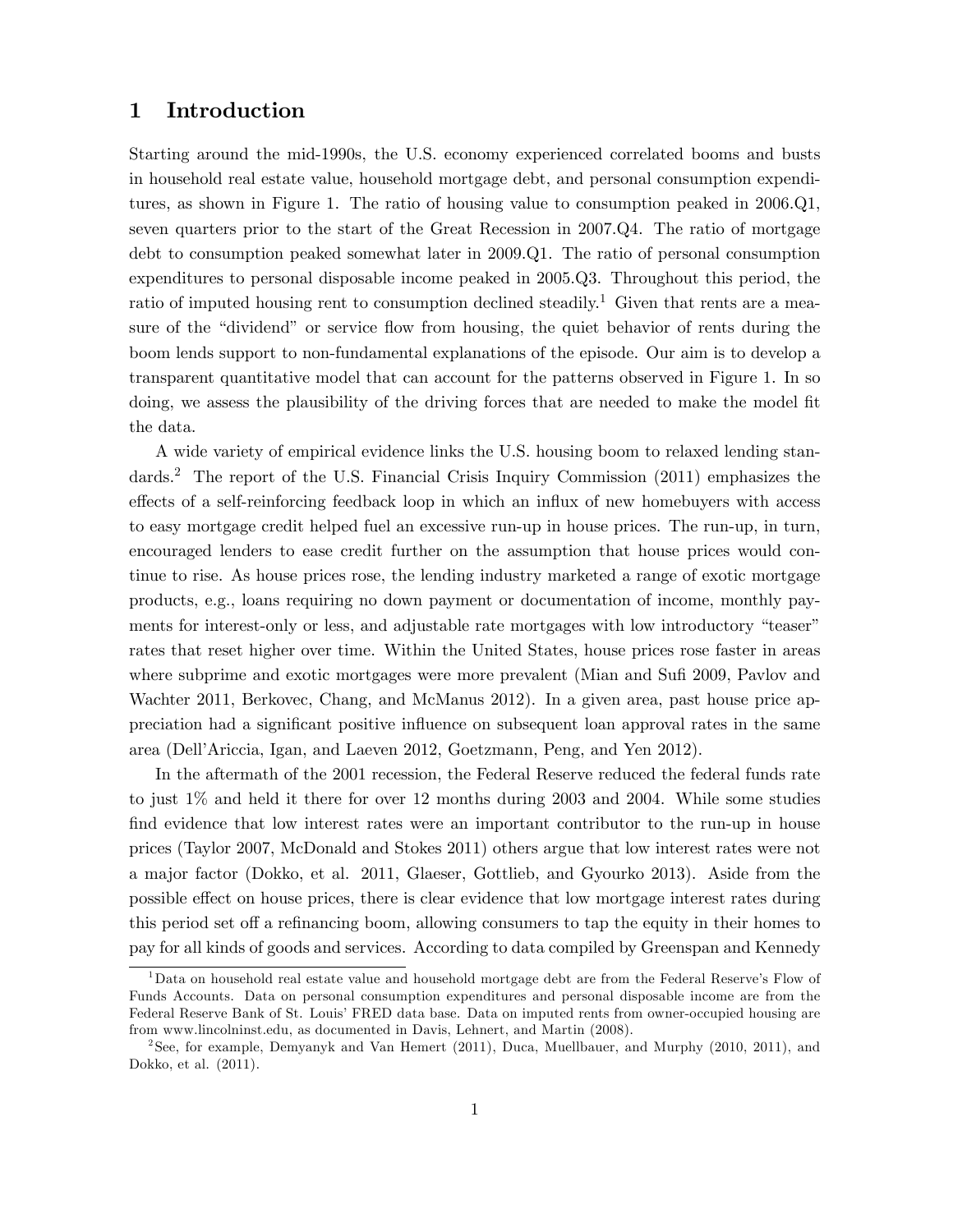# 1 Introduction

Starting around the mid-1990s, the U.S. economy experienced correlated booms and busts in household real estate value, household mortgage debt, and personal consumption expenditures, as shown in Figure 1. The ratio of housing value to consumption peaked in 2006.Q1, seven quarters prior to the start of the Great Recession in 2007.Q4. The ratio of mortgage debt to consumption peaked somewhat later in 2009.Q1. The ratio of personal consumption expenditures to personal disposable income peaked in 2005.Q3. Throughout this period, the ratio of imputed housing rent to consumption declined steadily.[1] Given that rents are a measure of the "dividend" or service flow from housing, the quiet behavior of rents during the boom lends support to non-fundamental explanations of the episode. Our aim is to develop a transparent quantitative model that can account for the patterns observed in Figure 1. In so doing, we assess the plausibility of the driving forces that are needed to make the model fit the data.

A wide variety of empirical evidence links the U.S. housing boom to relaxed lending standards.[2] The report of the U.S. Financial Crisis Inquiry Commission (2011) emphasizes the effects of a self-reinforcing feedback loop in which an influx of new homebuyers with access to easy mortgage credit helped fuel an excessive run-up in house prices. The run-up, in turn, encouraged lenders to ease credit further on the assumption that house prices would continue to rise. As house prices rose, the lending industry marketed a range of exotic mortgage products, e.g., loans requiring no down payment or documentation of income, monthly payments for interest-only or less, and adjustable rate mortgages with low introductory "teaser" rates that reset higher over time. Within the United States, house prices rose faster in areas where subprime and exotic mortgages were more prevalent (Mian and Sufi 2009, Pavlov and Wachter 2011, Berkovec, Chang, and McManus 2012). In a given area, past house price appreciation had a significant positive influence on subsequent loan approval rates in the same area (Dell'Ariccia, Igan, and Laeven 2012, Goetzmann, Peng, and Yen 2012).

In the aftermath of the 2001 recession, the Federal Reserve reduced the federal funds rate to just 1% and held it there for over 12 months during 2003 and 2004. While some studies find evidence that low interest rates were an important contributor to the run-up in house prices (Taylor 2007, McDonald and Stokes 2011) others argue that low interest rates were not a major factor (Dokko, et al. 2011, Glaeser, Gottlieb, and Gyourko 2013). Aside from the possible effect on house prices, there is clear evidence that low mortgage interest rates during this period set off a refinancing boom, allowing consumers to tap the equity in their homes to pay for all kinds of goods and services. According to data compiled by Greenspan and Kennedy

---

[1] Data on household real estate value and household mortgage debt are from the Federal Reserve's Flow of Funds Accounts. Data on personal consumption expenditures and personal disposable income are from the Federal Reserve Bank of St. Louis' FRED data base. Data on imputed rents from owner-occupied housing are from www.lincolninst.edu, as documented in Davis, Lehnert, and Martin (2008).

[2] See, for example, Demyanyk and Van Hemert (2011), Duca, Muellbauer, and Murphy (2010, 2011), and Dokko, et al. (2011).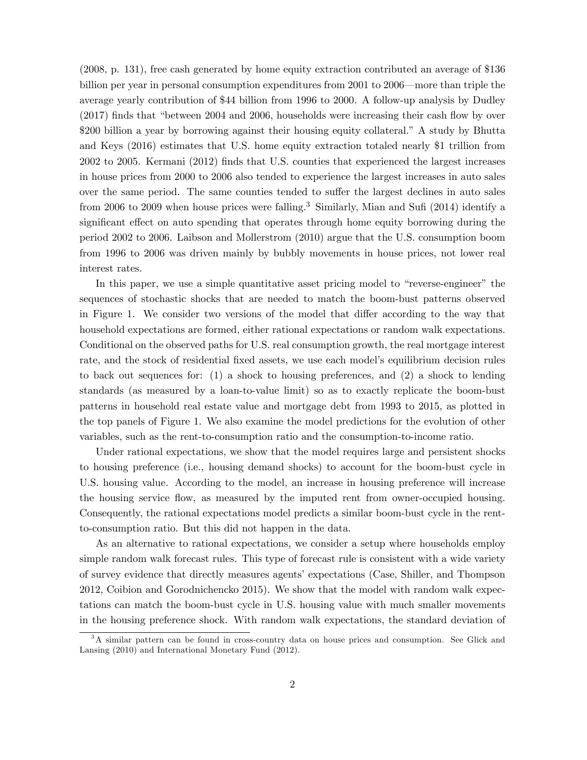(2008, p. 131), free cash generated by home equity extraction contributed an average of $136 billion per year in personal consumption expenditures from 2001 to 2006—more than triple the average yearly contribution of $44 billion from 1996 to 2000. A follow-up analysis by Dudley (2017) finds that "between 2004 and 2006, households were increasing their cash flow by over $200 billion a year by borrowing against their housing equity collateral." A study by Bhutta and Keys (2016) estimates that U.S. home equity extraction totaled nearly $1 trillion from 2002 to 2005. Kermani (2012) finds that U.S. counties that experienced the largest increases in house prices from 2000 to 2006 also tended to experience the largest increases in auto sales over the same period. The same counties tended to suffer the largest declines in auto sales from 2006 to 2009 when house prices were falling.[3] Similarly, Mian and Sufi (2014) identify a significant effect on auto spending that operates through home equity borrowing during the period 2002 to 2006. Laibson and Mollerstrom (2010) argue that the U.S. consumption boom from 1996 to 2006 was driven mainly by bubbly movements in house prices, not lower real interest rates.

In this paper, we use a simple quantitative asset pricing model to "reverse-engineer" the sequences of stochastic shocks that are needed to match the boom-bust patterns observed in Figure 1. We consider two versions of the model that differ according to the way that household expectations are formed, either rational expectations or random walk expectations. Conditional on the observed paths for U.S. real consumption growth, the real mortgage interest rate, and the stock of residential fixed assets, we use each model's equilibrium decision rules to back out sequences for: (1) a shock to housing preferences, and (2) a shock to lending standards (as measured by a loan-to-value limit) so as to exactly replicate the boom-bust patterns in household real estate value and mortgage debt from 1993 to 2015, as plotted in the top panels of Figure 1. We also examine the model predictions for the evolution of other variables, such as the rent-to-consumption ratio and the consumption-to-income ratio.

Under rational expectations, we show that the model requires large and persistent shocks to housing preference (i.e., housing demand shocks) to account for the boom-bust cycle in U.S. housing value. According to the model, an increase in housing preference will increase the housing service flow, as measured by the imputed rent from owner-occupied housing. Consequently, the rational expectations model predicts a similar boom-bust cycle in the rent-to-consumption ratio. But this did not happen in the data.

As an alternative to rational expectations, we consider a setup where households employ simple random walk forecast rules. This type of forecast rule is consistent with a wide variety of survey evidence that directly measures agents' expectations (Case, Shiller, and Thompson 2012, Coibion and Gorodnichencko 2015). We show that the model with random walk expectations can match the boom-bust cycle in U.S. housing value with much smaller movements in the housing preference shock. With random walk expectations, the standard deviation of

[3] A similar pattern can be found in cross-country data on house prices and consumption. See Glick and Lansing (2010) and International Monetary Fund (2012).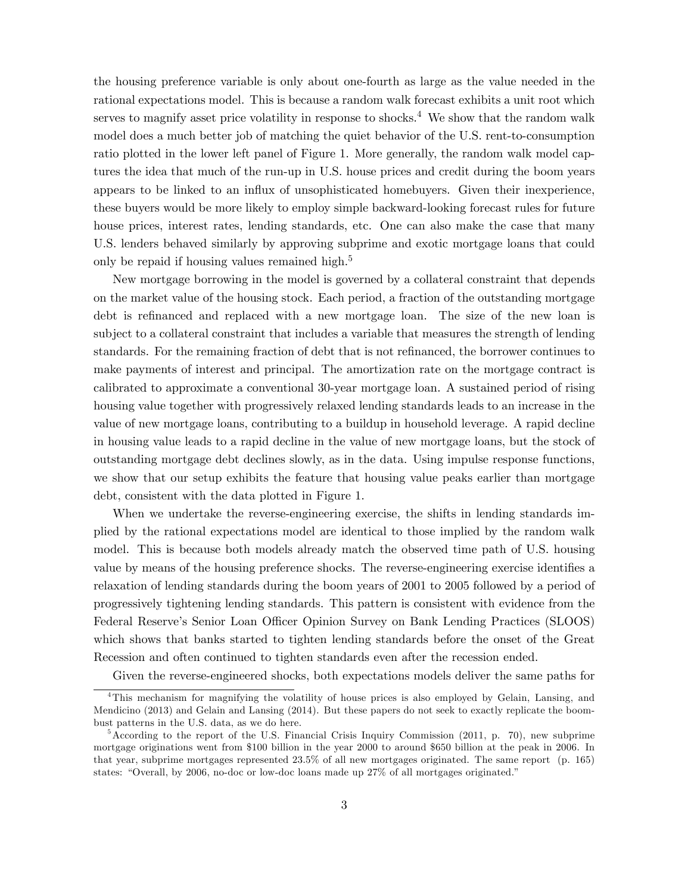the housing preference variable is only about one-fourth as large as the value needed in the rational expectations model. This is because a random walk forecast exhibits a unit root which serves to magnify asset price volatility in response to shocks.[4] We show that the random walk model does a much better job of matching the quiet behavior of the U.S. rent-to-consumption ratio plotted in the lower left panel of Figure 1. More generally, the random walk model captures the idea that much of the run-up in U.S. house prices and credit during the boom years appears to be linked to an influx of unsophisticated homebuyers. Given their inexperience, these buyers would be more likely to employ simple backward-looking forecast rules for future house prices, interest rates, lending standards, etc. One can also make the case that many U.S. lenders behaved similarly by approving subprime and exotic mortgage loans that could only be repaid if housing values remained high.[5]

New mortgage borrowing in the model is governed by a collateral constraint that depends on the market value of the housing stock. Each period, a fraction of the outstanding mortgage debt is refinanced and replaced with a new mortgage loan. The size of the new loan is subject to a collateral constraint that includes a variable that measures the strength of lending standards. For the remaining fraction of debt that is not refinanced, the borrower continues to make payments of interest and principal. The amortization rate on the mortgage contract is calibrated to approximate a conventional 30-year mortgage loan. A sustained period of rising housing value together with progressively relaxed lending standards leads to an increase in the value of new mortgage loans, contributing to a buildup in household leverage. A rapid decline in housing value leads to a rapid decline in the value of new mortgage loans, but the stock of outstanding mortgage debt declines slowly, as in the data. Using impulse response functions, we show that our setup exhibits the feature that housing value peaks earlier than mortgage debt, consistent with the data plotted in Figure 1.

When we undertake the reverse-engineering exercise, the shifts in lending standards implied by the rational expectations model are identical to those implied by the random walk model. This is because both models already match the observed time path of U.S. housing value by means of the housing preference shocks. The reverse-engineering exercise identifies a relaxation of lending standards during the boom years of 2001 to 2005 followed by a period of progressively tightening lending standards. This pattern is consistent with evidence from the Federal Reserve's Senior Loan Officer Opinion Survey on Bank Lending Practices (SLOOS) which shows that banks started to tighten lending standards before the onset of the Great Recession and often continued to tighten standards even after the recession ended.

Given the reverse-engineered shocks, both expectations models deliver the same paths for

[4] This mechanism for magnifying the volatility of house prices is also employed by Gelain, Lansing, and Mendicino (2013) and Gelain and Lansing (2014). But these papers do not seek to exactly replicate the boom-bust patterns in the U.S. data, as we do here.

[5] According to the report of the U.S. Financial Crisis Inquiry Commission (2011, p. 70), new subprime mortgage originations went from $100 billion in the year 2000 to around $650 billion at the peak in 2006. In that year, subprime mortgages represented 23.5% of all new mortgages originated. The same report (p. 165) states: "Overall, by 2006, no-doc or low-doc loans made up 27% of all mortgages originated."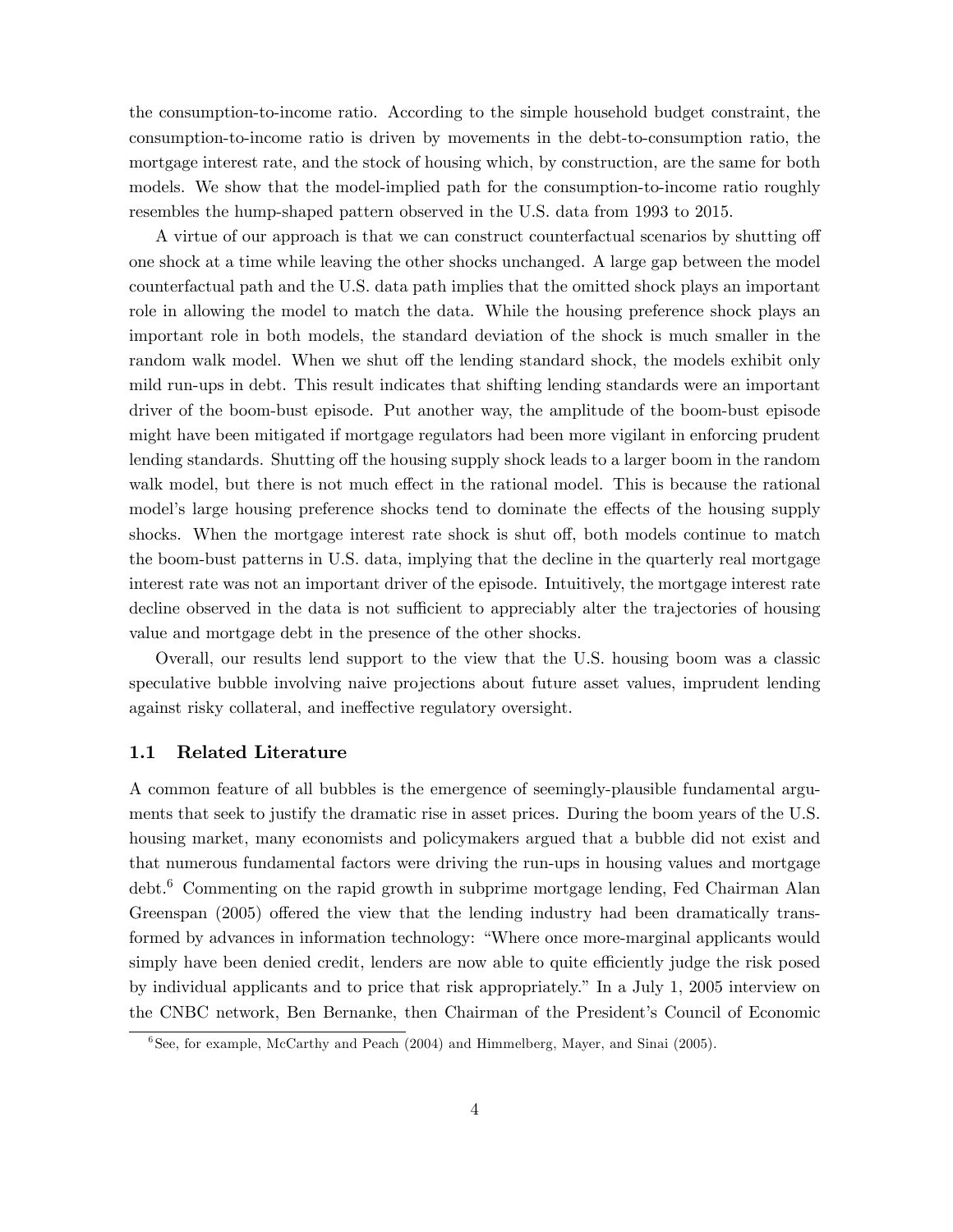the consumption-to-income ratio. According to the simple household budget constraint, the consumption-to-income ratio is driven by movements in the debt-to-consumption ratio, the mortgage interest rate, and the stock of housing which, by construction, are the same for both models. We show that the model-implied path for the consumption-to-income ratio roughly resembles the hump-shaped pattern observed in the U.S. data from 1993 to 2015.

A virtue of our approach is that we can construct counterfactual scenarios by shutting off one shock at a time while leaving the other shocks unchanged. A large gap between the model counterfactual path and the U.S. data path implies that the omitted shock plays an important role in allowing the model to match the data. While the housing preference shock plays an important role in both models, the standard deviation of the shock is much smaller in the random walk model. When we shut off the lending standard shock, the models exhibit only mild run-ups in debt. This result indicates that shifting lending standards were an important driver of the boom-bust episode. Put another way, the amplitude of the boom-bust episode might have been mitigated if mortgage regulators had been more vigilant in enforcing prudent lending standards. Shutting off the housing supply shock leads to a larger boom in the random walk model, but there is not much effect in the rational model. This is because the rational model's large housing preference shocks tend to dominate the effects of the housing supply shocks. When the mortgage interest rate shock is shut off, both models continue to match the boom-bust patterns in U.S. data, implying that the decline in the quarterly real mortgage interest rate was not an important driver of the episode. Intuitively, the mortgage interest rate decline observed in the data is not sufficient to appreciably alter the trajectories of housing value and mortgage debt in the presence of the other shocks.

Overall, our results lend support to the view that the U.S. housing boom was a classic speculative bubble involving naive projections about future asset values, imprudent lending against risky collateral, and ineffective regulatory oversight.

### 1.1 Related Literature

A common feature of all bubbles is the emergence of seemingly-plausible fundamental arguments that seek to justify the dramatic rise in asset prices. During the boom years of the U.S. housing market, many economists and policymakers argued that a bubble did not exist and that numerous fundamental factors were driving the run-ups in housing values and mortgage debt.[6] Commenting on the rapid growth in subprime mortgage lending, Fed Chairman Alan Greenspan (2005) offered the view that the lending industry had been dramatically transformed by advances in information technology: "Where once more-marginal applicants would simply have been denied credit, lenders are now able to quite efficiently judge the risk posed by individual applicants and to price that risk appropriately." In a July 1, 2005 interview on the CNBC network, Ben Bernanke, then Chairman of the President's Council of Economic

[6] See, for example, McCarthy and Peach (2004) and Himmelberg, Mayer, and Sinai (2005).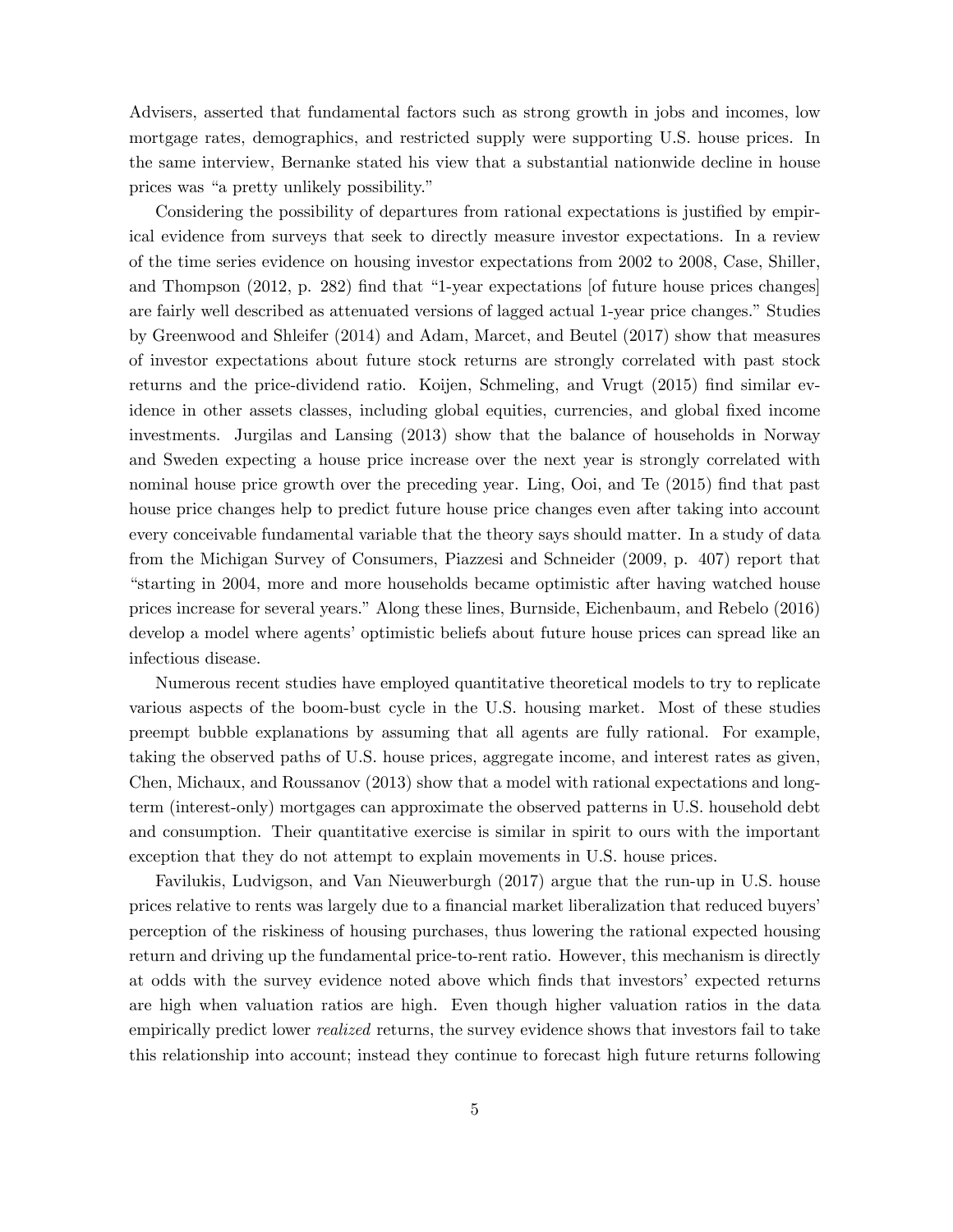Advisers, asserted that fundamental factors such as strong growth in jobs and incomes, low mortgage rates, demographics, and restricted supply were supporting U.S. house prices. In the same interview, Bernanke stated his view that a substantial nationwide decline in house prices was "a pretty unlikely possibility."

Considering the possibility of departures from rational expectations is justified by empirical evidence from surveys that seek to directly measure investor expectations. In a review of the time series evidence on housing investor expectations from 2002 to 2008, Case, Shiller, and Thompson (2012, p. 282) find that "1-year expectations [of future house prices changes] are fairly well described as attenuated versions of lagged actual 1-year price changes." Studies by Greenwood and Shleifer (2014) and Adam, Marcet, and Beutel (2017) show that measures of investor expectations about future stock returns are strongly correlated with past stock returns and the price-dividend ratio. Koijen, Schmeling, and Vrugt (2015) find similar evidence in other assets classes, including global equities, currencies, and global fixed income investments. Jurgilas and Lansing (2013) show that the balance of households in Norway and Sweden expecting a house price increase over the next year is strongly correlated with nominal house price growth over the preceding year. Ling, Ooi, and Te (2015) find that past house price changes help to predict future house price changes even after taking into account every conceivable fundamental variable that the theory says should matter. In a study of data from the Michigan Survey of Consumers, Piazzesi and Schneider (2009, p. 407) report that "starting in 2004, more and more households became optimistic after having watched house prices increase for several years." Along these lines, Burnside, Eichenbaum, and Rebelo (2016) develop a model where agents' optimistic beliefs about future house prices can spread like an infectious disease.

Numerous recent studies have employed quantitative theoretical models to try to replicate various aspects of the boom-bust cycle in the U.S. housing market. Most of these studies preempt bubble explanations by assuming that all agents are fully rational. For example, taking the observed paths of U.S. house prices, aggregate income, and interest rates as given, Chen, Michaux, and Roussanov (2013) show that a model with rational expectations and long-term (interest-only) mortgages can approximate the observed patterns in U.S. household debt and consumption. Their quantitative exercise is similar in spirit to ours with the important exception that they do not attempt to explain movements in U.S. house prices.

Favilukis, Ludvigson, and Van Nieuwerburgh (2017) argue that the run-up in U.S. house prices relative to rents was largely due to a financial market liberalization that reduced buyers' perception of the riskiness of housing purchases, thus lowering the rational expected housing return and driving up the fundamental price-to-rent ratio. However, this mechanism is directly at odds with the survey evidence noted above which finds that investors' expected returns are high when valuation ratios are high. Even though higher valuation ratios in the data empirically predict lower *realized* returns, the survey evidence shows that investors fail to take this relationship into account; instead they continue to forecast high future returns following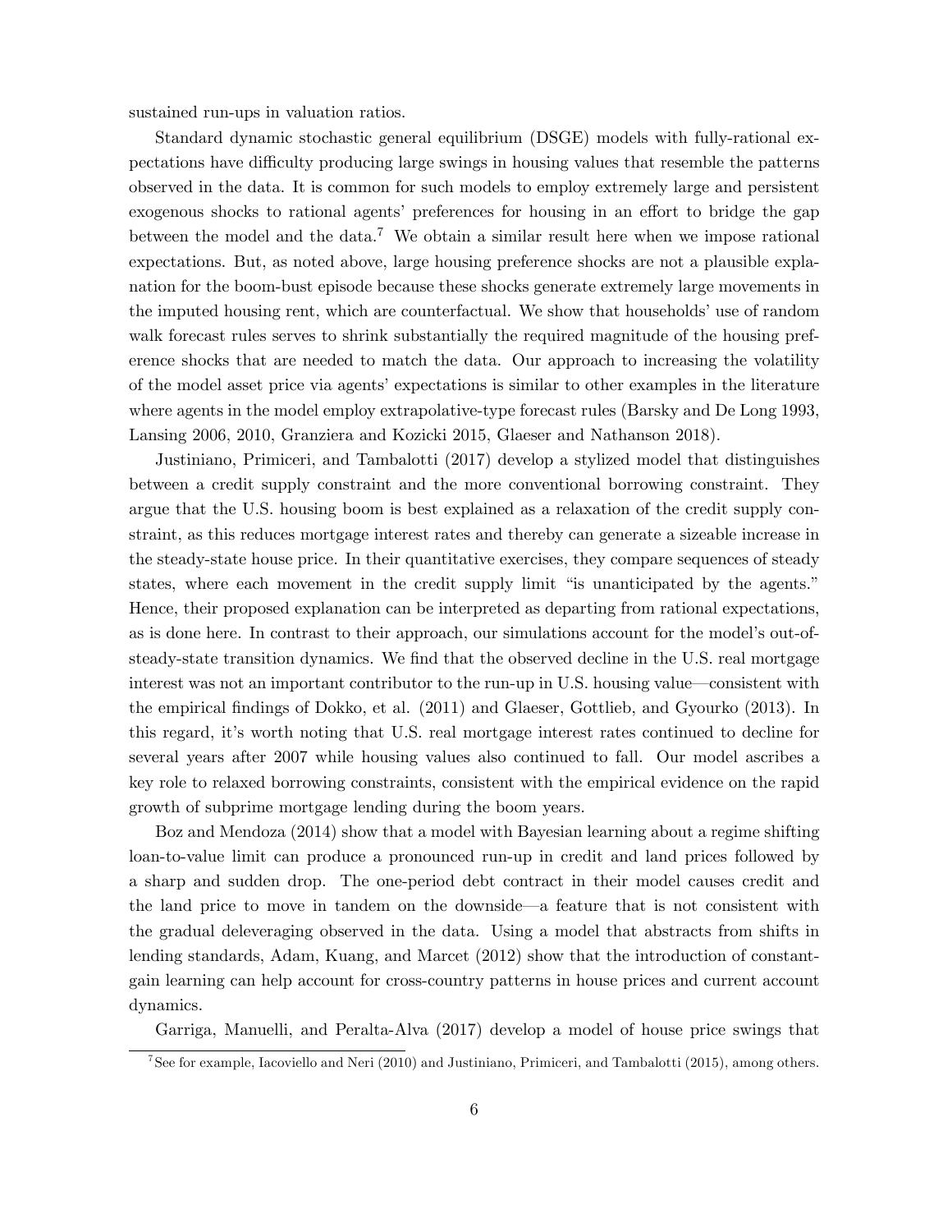sustained run-ups in valuation ratios.

Standard dynamic stochastic general equilibrium (DSGE) models with fully-rational expectations have difficulty producing large swings in housing values that resemble the patterns observed in the data. It is common for such models to employ extremely large and persistent exogenous shocks to rational agents' preferences for housing in an effort to bridge the gap between the model and the data.[7] We obtain a similar result here when we impose rational expectations. But, as noted above, large housing preference shocks are not a plausible explanation for the boom-bust episode because these shocks generate extremely large movements in the imputed housing rent, which are counterfactual. We show that households' use of random walk forecast rules serves to shrink substantially the required magnitude of the housing preference shocks that are needed to match the data. Our approach to increasing the volatility of the model asset price via agents' expectations is similar to other examples in the literature where agents in the model employ extrapolative-type forecast rules (Barsky and De Long 1993, Lansing 2006, 2010, Granziera and Kozicki 2015, Glaeser and Nathanson 2018).

Justiniano, Primiceri, and Tambalotti (2017) develop a stylized model that distinguishes between a credit supply constraint and the more conventional borrowing constraint. They argue that the U.S. housing boom is best explained as a relaxation of the credit supply constraint, as this reduces mortgage interest rates and thereby can generate a sizeable increase in the steady-state house price. In their quantitative exercises, they compare sequences of steady states, where each movement in the credit supply limit "is unanticipated by the agents." Hence, their proposed explanation can be interpreted as departing from rational expectations, as is done here. In contrast to their approach, our simulations account for the model's out-of-steady-state transition dynamics. We find that the observed decline in the U.S. real mortgage interest was not an important contributor to the run-up in U.S. housing value—consistent with the empirical findings of Dokko, et al. (2011) and Glaeser, Gottlieb, and Gyourko (2013). In this regard, it's worth noting that U.S. real mortgage interest rates continued to decline for several years after 2007 while housing values also continued to fall. Our model ascribes a key role to relaxed borrowing constraints, consistent with the empirical evidence on the rapid growth of subprime mortgage lending during the boom years.

Boz and Mendoza (2014) show that a model with Bayesian learning about a regime shifting loan-to-value limit can produce a pronounced run-up in credit and land prices followed by a sharp and sudden drop. The one-period debt contract in their model causes credit and the land price to move in tandem on the downside—a feature that is not consistent with the gradual deleveraging observed in the data. Using a model that abstracts from shifts in lending standards, Adam, Kuang, and Marcet (2012) show that the introduction of constant-gain learning can help account for cross-country patterns in house prices and current account dynamics.

Garriga, Manuelli, and Peralta-Alva (2017) develop a model of house price swings that

[7] See for example, Iacoviello and Neri (2010) and Justiniano, Primiceri, and Tambalotti (2015), among others.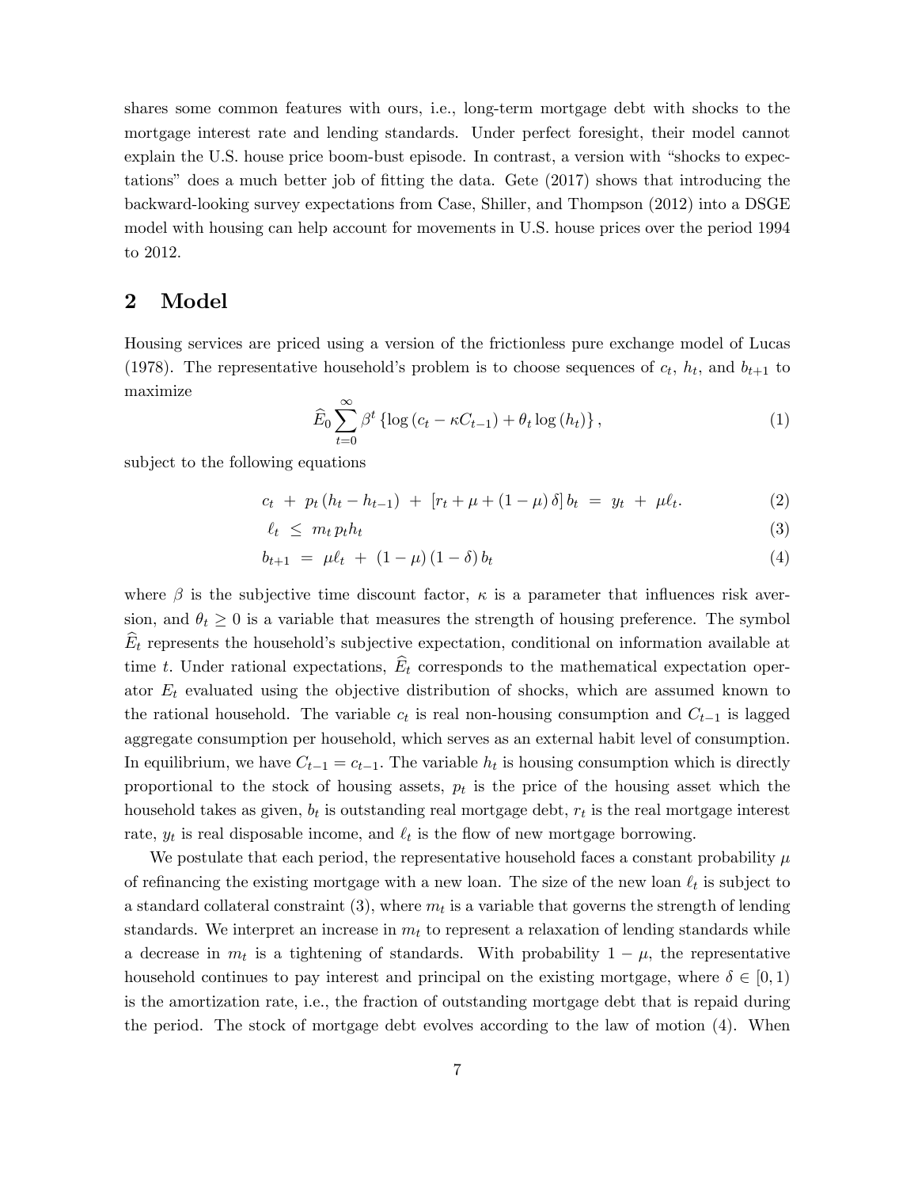shares some common features with ours, i.e., long-term mortgage debt with shocks to the mortgage interest rate and lending standards. Under perfect foresight, their model cannot explain the U.S. house price boom-bust episode. In contrast, a version with "shocks to expectations" does a much better job of fitting the data. Gete (2017) shows that introducing the backward-looking survey expectations from Case, Shiller, and Thompson (2012) into a DSGE model with housing can help account for movements in U.S. house prices over the period 1994 to 2012.

## 2 Model

Housing services are priced using a version of the frictionless pure exchange model of Lucas (1978). The representative household's problem is to choose sequences of $c_t$, $h_t$, and $b_{t+1}$ to maximize

$$\widehat{E}_0 \sum_{t=0}^{\infty} \beta^t \left\{ \log\left(c_t - \kappa C_{t-1}\right) + \theta_t \log\left(h_t\right) \right\}, \tag{1}$$

subject to the following equations

$$c_t \;+\; p_t\left(h_t - h_{t-1}\right) \;+\; \left[r_t + \mu + (1-\mu)\,\delta\right] b_t \;=\; y_t \;+\; \mu \ell_t. \tag{2}$$

$$\ell_t \;\leq\; m_t\, p_t h_t \tag{3}$$

$$b_{t+1} \;=\; \mu \ell_t \;+\; (1-\mu)\,(1-\delta)\, b_t \tag{4}$$

where $\beta$ is the subjective time discount factor, $\kappa$ is a parameter that influences risk aversion, and $\theta_t \geq 0$ is a variable that measures the strength of housing preference. The symbol $\widehat{E}_t$ represents the household's subjective expectation, conditional on information available at time $t$. Under rational expectations, $\widehat{E}_t$ corresponds to the mathematical expectation operator $E_t$ evaluated using the objective distribution of shocks, which are assumed known to the rational household. The variable $c_t$ is real non-housing consumption and $C_{t-1}$ is lagged aggregate consumption per household, which serves as an external habit level of consumption. In equilibrium, we have $C_{t-1} = c_{t-1}$. The variable $h_t$ is housing consumption which is directly proportional to the stock of housing assets, $p_t$ is the price of the housing asset which the household takes as given, $b_t$ is outstanding real mortgage debt, $r_t$ is the real mortgage interest rate, $y_t$ is real disposable income, and $\ell_t$ is the flow of new mortgage borrowing.

We postulate that each period, the representative household faces a constant probability $\mu$ of refinancing the existing mortgage with a new loan. The size of the new loan $\ell_t$ is subject to a standard collateral constraint (3), where $m_t$ is a variable that governs the strength of lending standards. We interpret an increase in $m_t$ to represent a relaxation of lending standards while a decrease in $m_t$ is a tightening of standards. With probability $1-\mu$, the representative household continues to pay interest and principal on the existing mortgage, where $\delta \in [0,1)$ is the amortization rate, i.e., the fraction of outstanding mortgage debt that is repaid during the period. The stock of mortgage debt evolves according to the law of motion (4). When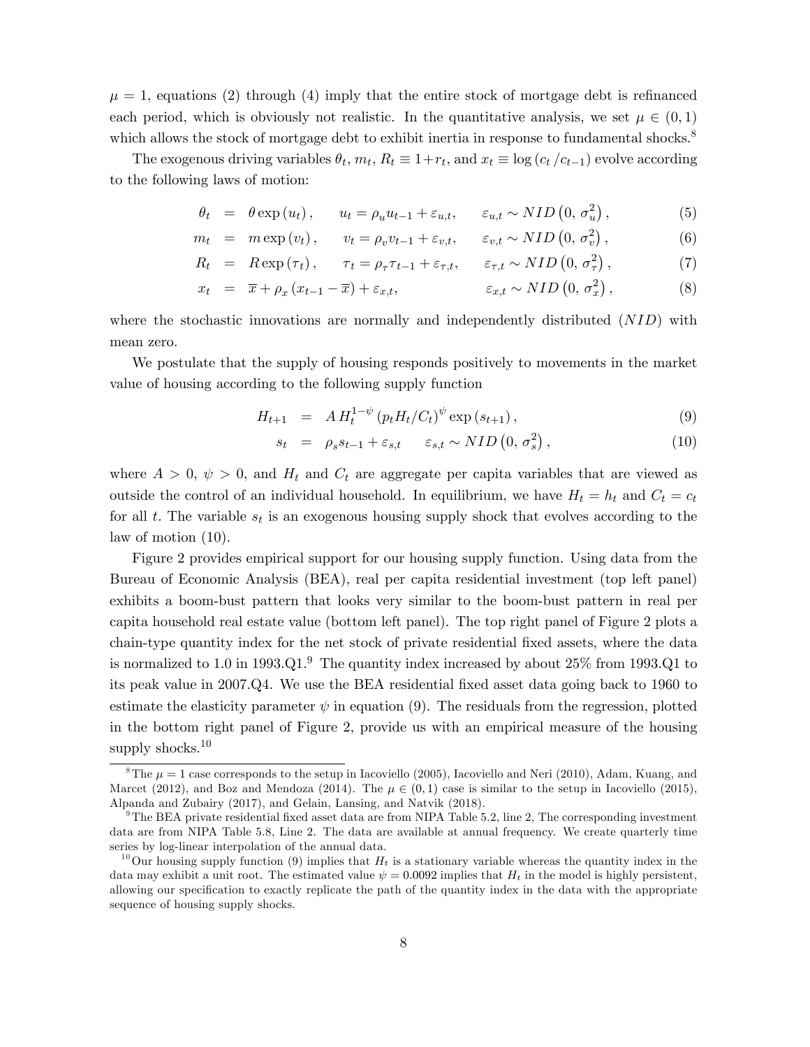$\mu = 1$, equations (2) through (4) imply that the entire stock of mortgage debt is refinanced each period, which is obviously not realistic. In the quantitative analysis, we set $\mu \in (0, 1)$ which allows the stock of mortgage debt to exhibit inertia in response to fundamental shocks.[8]

The exogenous driving variables $\theta_t$, $m_t$, $R_t \equiv 1+r_t$, and $x_t \equiv \log(c_t / c_{t-1})$ evolve according to the following laws of motion:

$$\theta_t = \theta \exp(u_t), \qquad u_t = \rho_u u_{t-1} + \varepsilon_{u,t}, \qquad \varepsilon_{u,t} \sim NID\left(0, \sigma_u^2\right), \tag{5}$$

$$m_t = m \exp(v_t), \qquad v_t = \rho_v v_{t-1} + \varepsilon_{v,t}, \qquad \varepsilon_{v,t} \sim NID\left(0, \sigma_v^2\right), \tag{6}$$

$$R_t = R \exp(\tau_t), \qquad \tau_t = \rho_\tau \tau_{t-1} + \varepsilon_{\tau,t}, \qquad \varepsilon_{\tau,t} \sim NID\left(0, \sigma_\tau^2\right), \tag{7}$$

$$x_t = \overline{x} + \rho_x (x_{t-1} - \overline{x}) + \varepsilon_{x,t}, \qquad \varepsilon_{x,t} \sim NID\left(0, \sigma_x^2\right), \tag{8}$$

where the stochastic innovations are normally and independently distributed ($NID$) with mean zero.

We postulate that the supply of housing responds positively to movements in the market value of housing according to the following supply function

$$H_{t+1} = A\, H_t^{1-\psi} \left(p_t H_t / C_t\right)^{\psi} \exp(s_{t+1}), \tag{9}$$

$$s_t = \rho_s s_{t-1} + \varepsilon_{s,t} \qquad \varepsilon_{s,t} \sim NID\left(0, \sigma_s^2\right), \tag{10}$$

where $A > 0$, $\psi > 0$, and $H_t$ and $C_t$ are aggregate per capita variables that are viewed as outside the control of an individual household. In equilibrium, we have $H_t = h_t$ and $C_t = c_t$ for all $t$. The variable $s_t$ is an exogenous housing supply shock that evolves according to the law of motion (10).

Figure 2 provides empirical support for our housing supply function. Using data from the Bureau of Economic Analysis (BEA), real per capita residential investment (top left panel) exhibits a boom-bust pattern that looks very similar to the boom-bust pattern in real per capita household real estate value (bottom left panel). The top right panel of Figure 2 plots a chain-type quantity index for the net stock of private residential fixed assets, where the data is normalized to 1.0 in 1993.Q1.[9] The quantity index increased by about 25% from 1993.Q1 to its peak value in 2007.Q4. We use the BEA residential fixed asset data going back to 1960 to estimate the elasticity parameter $\psi$ in equation (9). The residuals from the regression, plotted in the bottom right panel of Figure 2, provide us with an empirical measure of the housing supply shocks.[10]

[8] The $\mu = 1$ case corresponds to the setup in Iacoviello (2005), Iacoviello and Neri (2010), Adam, Kuang, and Marcet (2012), and Boz and Mendoza (2014). The $\mu \in (0, 1)$ case is similar to the setup in Iacoviello (2015), Alpanda and Zubairy (2017), and Gelain, Lansing, and Natvik (2018).

[9] The BEA private residential fixed asset data are from NIPA Table 5.2, line 2, The corresponding investment data are from NIPA Table 5.8, Line 2. The data are available at annual frequency. We create quarterly time series by log-linear interpolation of the annual data.

[10] Our housing supply function (9) implies that $H_t$ is a stationary variable whereas the quantity index in the data may exhibit a unit root. The estimated value $\psi = 0.0092$ implies that $H_t$ in the model is highly persistent, allowing our specification to exactly replicate the path of the quantity index in the data with the appropriate sequence of housing supply shocks.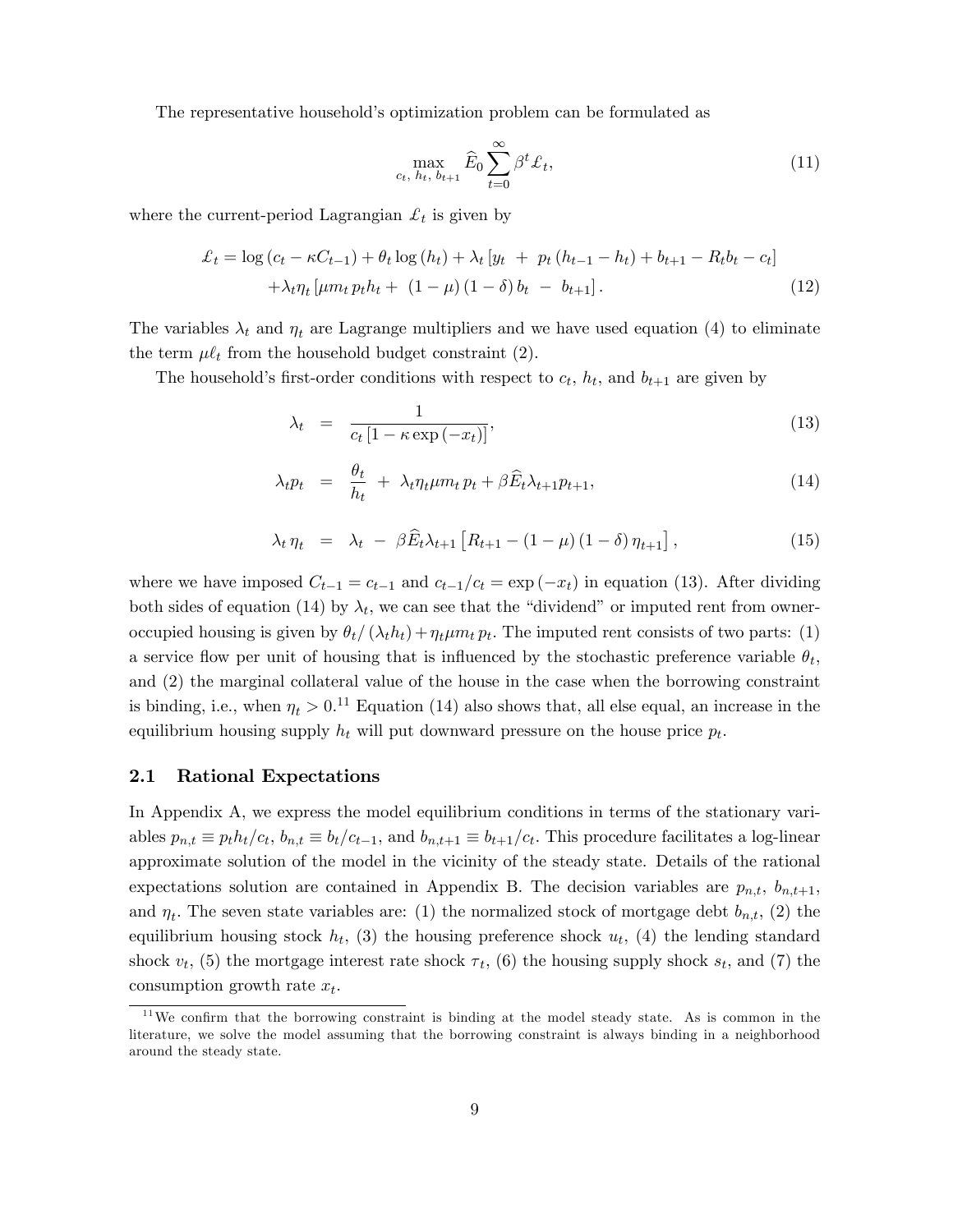The representative household's optimization problem can be formulated as

$$\max_{c_t,\, h_t,\, b_{t+1}} \widehat{E}_0 \sum_{t=0}^{\infty} \beta^t \pounds_t, \tag{11}$$

where the current-period Lagrangian $\pounds_t$ is given by

$$\begin{aligned}\pounds_t = &\log\left(c_t - \kappa C_{t-1}\right) + \theta_t \log\left(h_t\right) + \lambda_t \left[y_t \;+\; p_t \left(h_{t-1} - h_t\right) + b_{t+1} - R_t b_t - c_t\right] \\ &+ \lambda_t \eta_t \left[\mu m_t \, p_t h_t + \;(1-\mu)(1-\delta)\, b_t \;-\; b_{t+1}\right].\end{aligned} \tag{12}$$

The variables $\lambda_t$ and $\eta_t$ are Lagrange multipliers and we have used equation (4) to eliminate the term $\mu \ell_t$ from the household budget constraint (2).

The household's first-order conditions with respect to $c_t$, $h_t$, and $b_{t+1}$ are given by

$$\lambda_t \;=\; \frac{1}{c_t\left[1 - \kappa \exp\left(-x_t\right)\right]}, \tag{13}$$

$$\lambda_t p_t \;=\; \frac{\theta_t}{h_t} \;+\; \lambda_t \eta_t \mu m_t \, p_t + \beta \widehat{E}_t \lambda_{t+1} p_{t+1}, \tag{14}$$

$$\lambda_t \, \eta_t \;=\; \lambda_t \;-\; \beta \widehat{E}_t \lambda_{t+1}\left[R_{t+1} - (1-\mu)(1-\delta)\, \eta_{t+1}\right], \tag{15}$$

where we have imposed $C_{t-1} = c_{t-1}$ and $c_{t-1}/c_t = \exp\left(-x_t\right)$ in equation (13). After dividing both sides of equation (14) by $\lambda_t$, we can see that the "dividend" or imputed rent from owner-occupied housing is given by $\theta_t / \left(\lambda_t h_t\right) + \eta_t \mu m_t \, p_t$. The imputed rent consists of two parts: (1) a service flow per unit of housing that is influenced by the stochastic preference variable $\theta_t$, and (2) the marginal collateral value of the house in the case when the borrowing constraint is binding, i.e., when $\eta_t > 0$.[11] Equation (14) also shows that, all else equal, an increase in the equilibrium housing supply $h_t$ will put downward pressure on the house price $p_t$.

## 2.1 Rational Expectations

In Appendix A, we express the model equilibrium conditions in terms of the stationary variables $p_{n,t} \equiv p_t h_t / c_t$, $b_{n,t} \equiv b_t / c_{t-1}$, and $b_{n,t+1} \equiv b_{t+1}/c_t$. This procedure facilitates a log-linear approximate solution of the model in the vicinity of the steady state. Details of the rational expectations solution are contained in Appendix B. The decision variables are $p_{n,t}$, $b_{n,t+1}$, and $\eta_t$. The seven state variables are: (1) the normalized stock of mortgage debt $b_{n,t}$, (2) the equilibrium housing stock $h_t$, (3) the housing preference shock $u_t$, (4) the lending standard shock $v_t$, (5) the mortgage interest rate shock $\tau_t$, (6) the housing supply shock $s_t$, and (7) the consumption growth rate $x_t$.

[11] We confirm that the borrowing constraint is binding at the model steady state. As is common in the literature, we solve the model assuming that the borrowing constraint is always binding in a neighborhood around the steady state.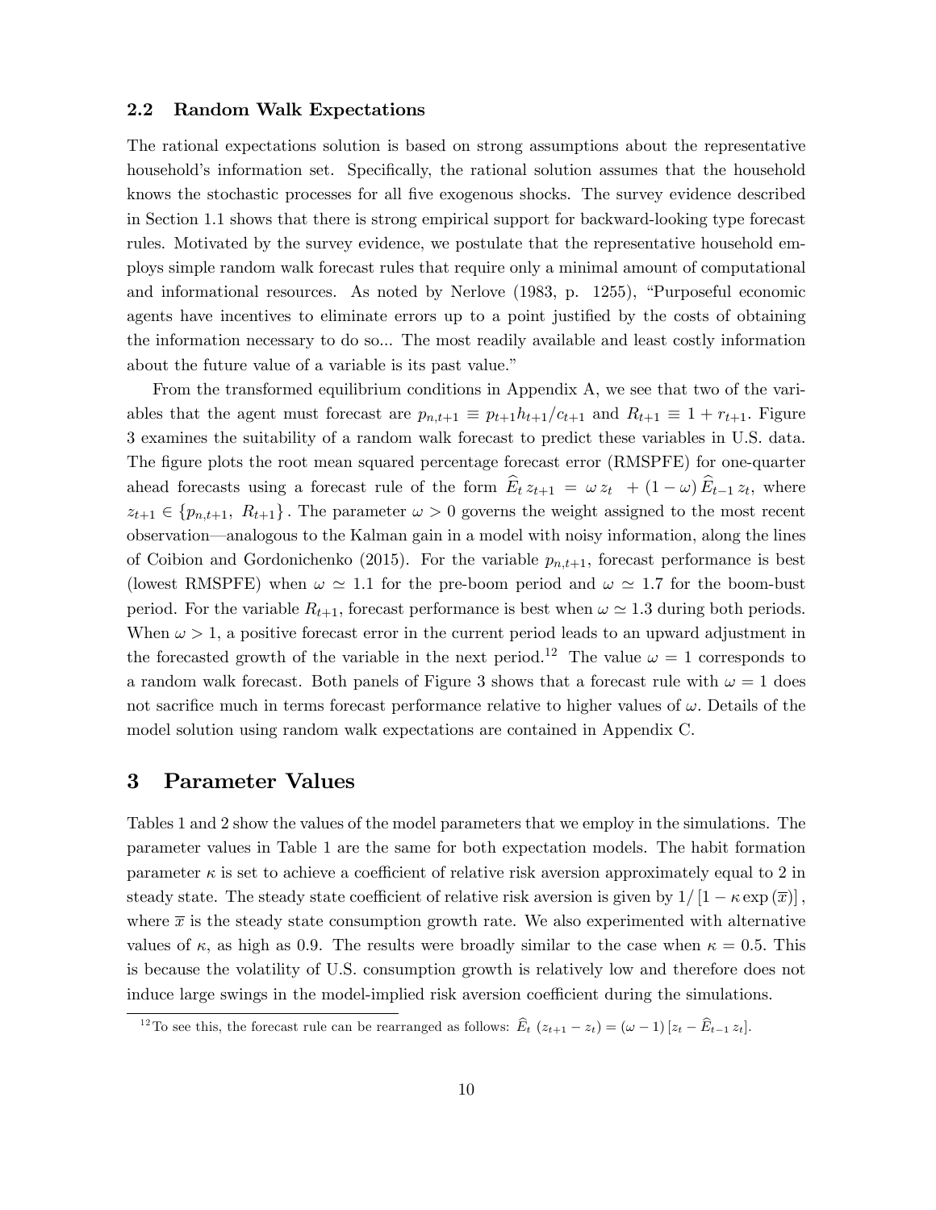### 2.2 Random Walk Expectations

The rational expectations solution is based on strong assumptions about the representative household's information set. Specifically, the rational solution assumes that the household knows the stochastic processes for all five exogenous shocks. The survey evidence described in Section 1.1 shows that there is strong empirical support for backward-looking type forecast rules. Motivated by the survey evidence, we postulate that the representative household employs simple random walk forecast rules that require only a minimal amount of computational and informational resources. As noted by Nerlove (1983, p. 1255), "Purposeful economic agents have incentives to eliminate errors up to a point justified by the costs of obtaining the information necessary to do so... The most readily available and least costly information about the future value of a variable is its past value."

From the transformed equilibrium conditions in Appendix A, we see that two of the variables that the agent must forecast are $p_{n,t+1} \equiv p_{t+1}h_{t+1}/c_{t+1}$ and $R_{t+1} \equiv 1 + r_{t+1}$. Figure 3 examines the suitability of a random walk forecast to predict these variables in U.S. data. The figure plots the root mean squared percentage forecast error (RMSPFE) for one-quarter ahead forecasts using a forecast rule of the form $\widehat{E}_t\, z_{t+1} = \omega\, z_t + (1-\omega)\, \widehat{E}_{t-1}\, z_t$, where $z_{t+1} \in \{p_{n,t+1},\ R_{t+1}\}$. The parameter $\omega > 0$ governs the weight assigned to the most recent observation—analogous to the Kalman gain in a model with noisy information, along the lines of Coibion and Gordonichenko (2015). For the variable $p_{n,t+1}$, forecast performance is best (lowest RMSPFE) when $\omega \simeq 1.1$ for the pre-boom period and $\omega \simeq 1.7$ for the boom-bust period. For the variable $R_{t+1}$, forecast performance is best when $\omega \simeq 1.3$ during both periods. When $\omega > 1$, a positive forecast error in the current period leads to an upward adjustment in the forecasted growth of the variable in the next period.[12] The value $\omega = 1$ corresponds to a random walk forecast. Both panels of Figure 3 shows that a forecast rule with $\omega = 1$ does not sacrifice much in terms forecast performance relative to higher values of $\omega$. Details of the model solution using random walk expectations are contained in Appendix C.

## 3 Parameter Values

Tables 1 and 2 show the values of the model parameters that we employ in the simulations. The parameter values in Table 1 are the same for both expectation models. The habit formation parameter $\kappa$ is set to achieve a coefficient of relative risk aversion approximately equal to 2 in steady state. The steady state coefficient of relative risk aversion is given by $1/\left[1 - \kappa \exp\left(\overline{x}\right)\right]$, where $\overline{x}$ is the steady state consumption growth rate. We also experimented with alternative values of $\kappa$, as high as 0.9. The results were broadly similar to the case when $\kappa = 0.5$. This is because the volatility of U.S. consumption growth is relatively low and therefore does not induce large swings in the model-implied risk aversion coefficient during the simulations.

[12] To see this, the forecast rule can be rearranged as follows: $\widehat{E}_t\,\left(z_{t+1} - z_t\right) = (\omega - 1)\left[z_t - \widehat{E}_{t-1}\, z_t\right]$.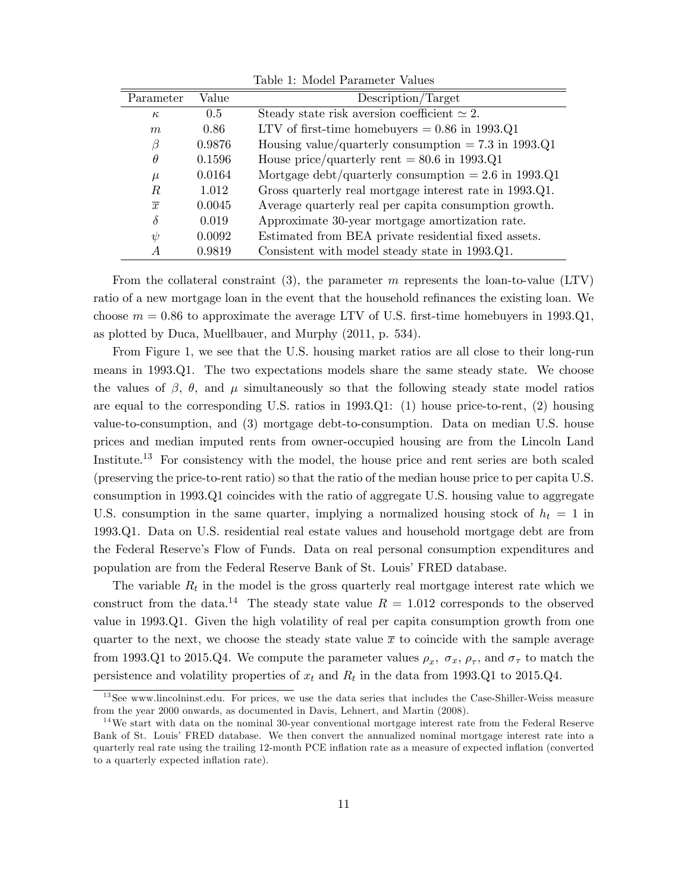Table 1: Model Parameter Values

| Parameter | Value | Description/Target |
|---|---|---|
| $\kappa$ | 0.5 | Steady state risk aversion coefficient $\simeq 2$. |
| $m$ | 0.86 | LTV of first-time homebuyers = 0.86 in 1993.Q1 |
| $\beta$ | 0.9876 | Housing value/quarterly consumption = 7.3 in 1993.Q1 |
| $\theta$ | 0.1596 | House price/quarterly rent = 80.6 in 1993.Q1 |
| $\mu$ | 0.0164 | Mortgage debt/quarterly consumption = 2.6 in 1993.Q1 |
| $R$ | 1.012 | Gross quarterly real mortgage interest rate in 1993.Q1. |
| $\overline{x}$ | 0.0045 | Average quarterly real per capita consumption growth. |
| $\delta$ | 0.019 | Approximate 30-year mortgage amortization rate. |
| $\psi$ | 0.0092 | Estimated from BEA private residential fixed assets. |
| $A$ | 0.9819 | Consistent with model steady state in 1993.Q1. |

From the collateral constraint (3), the parameter $m$ represents the loan-to-value (LTV) ratio of a new mortgage loan in the event that the household refinances the existing loan. We choose $m = 0.86$ to approximate the average LTV of U.S. first-time homebuyers in 1993.Q1, as plotted by Duca, Muellbauer, and Murphy (2011, p. 534).

From Figure 1, we see that the U.S. housing market ratios are all close to their long-run means in 1993.Q1. The two expectations models share the same steady state. We choose the values of $\beta$, $\theta$, and $\mu$ simultaneously so that the following steady state model ratios are equal to the corresponding U.S. ratios in 1993.Q1: (1) house price-to-rent, (2) housing value-to-consumption, and (3) mortgage debt-to-consumption. Data on median U.S. house prices and median imputed rents from owner-occupied housing are from the Lincoln Land Institute.[13] For consistency with the model, the house price and rent series are both scaled (preserving the price-to-rent ratio) so that the ratio of the median house price to per capita U.S. consumption in 1993.Q1 coincides with the ratio of aggregate U.S. housing value to aggregate U.S. consumption in the same quarter, implying a normalized housing stock of $h_t = 1$ in 1993.Q1. Data on U.S. residential real estate values and household mortgage debt are from the Federal Reserve's Flow of Funds. Data on real personal consumption expenditures and population are from the Federal Reserve Bank of St. Louis' FRED database.

The variable $R_t$ in the model is the gross quarterly real mortgage interest rate which we construct from the data.[14] The steady state value $R = 1.012$ corresponds to the observed value in 1993.Q1. Given the high volatility of real per capita consumption growth from one quarter to the next, we choose the steady state value $\overline{x}$ to coincide with the sample average from 1993.Q1 to 2015.Q4. We compute the parameter values $\rho_x$, $\sigma_x$, $\rho_\tau$, and $\sigma_\tau$ to match the persistence and volatility properties of $x_t$ and $R_t$ in the data from 1993.Q1 to 2015.Q4.

[13] See www.lincolninst.edu. For prices, we use the data series that includes the Case-Shiller-Weiss measure from the year 2000 onwards, as documented in Davis, Lehnert, and Martin (2008).

[14] We start with data on the nominal 30-year conventional mortgage interest rate from the Federal Reserve Bank of St. Louis' FRED database. We then convert the annualized nominal mortgage interest rate into a quarterly real rate using the trailing 12-month PCE inflation rate as a measure of expected inflation (converted to a quarterly expected inflation rate).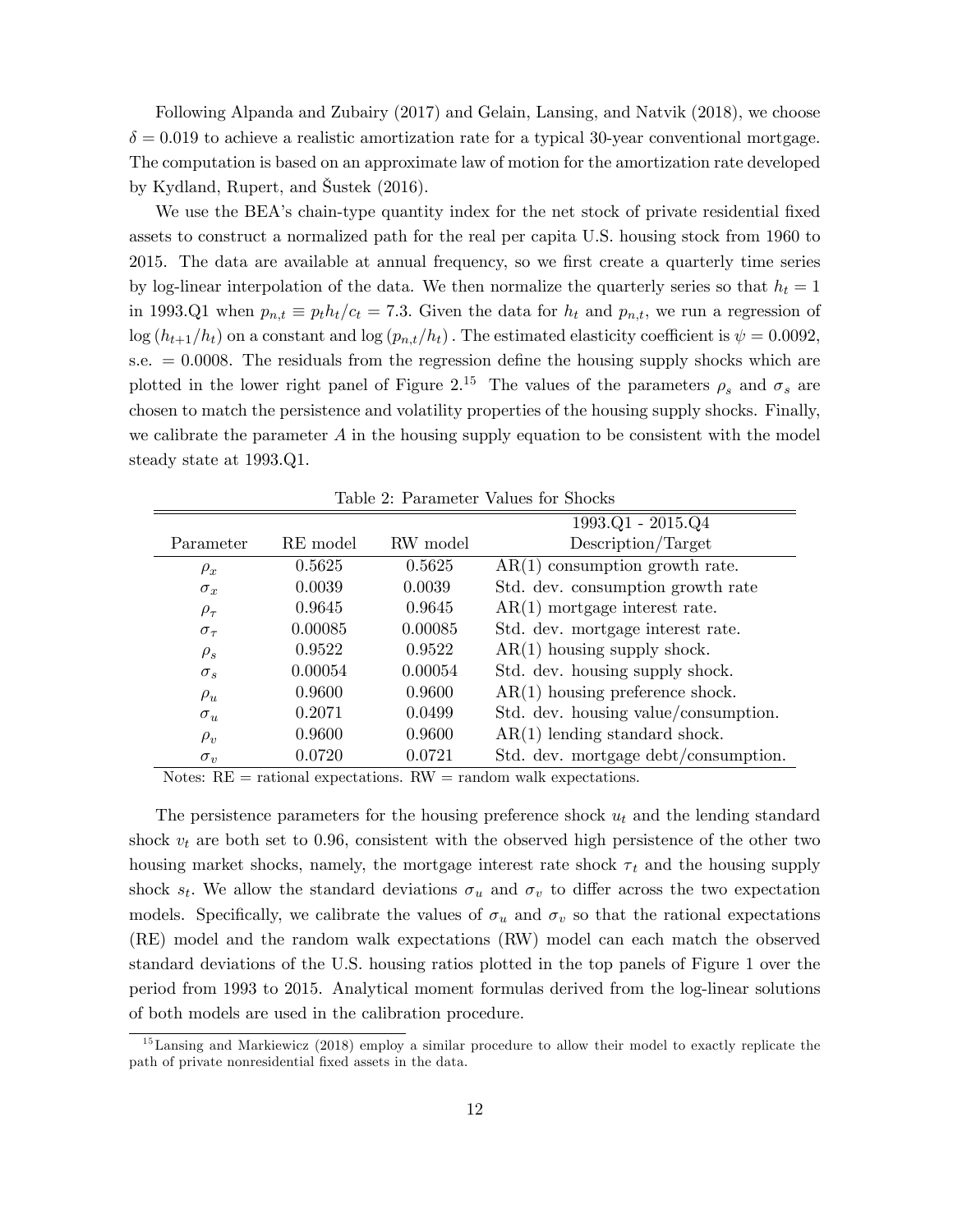Following Alpanda and Zubairy (2017) and Gelain, Lansing, and Natvik (2018), we choose $\delta = 0.019$ to achieve a realistic amortization rate for a typical 30-year conventional mortgage. The computation is based on an approximate law of motion for the amortization rate developed by Kydland, Rupert, and Šustek (2016).

We use the BEA's chain-type quantity index for the net stock of private residential fixed assets to construct a normalized path for the real per capita U.S. housing stock from 1960 to 2015. The data are available at annual frequency, so we first create a quarterly time series by log-linear interpolation of the data. We then normalize the quarterly series so that $h_t = 1$ in 1993.Q1 when $p_{n,t} \equiv p_t h_t / c_t = 7.3$. Given the data for $h_t$ and $p_{n,t}$, we run a regression of $\log(h_{t+1}/h_t)$ on a constant and $\log(p_{n,t}/h_t)$. The estimated elasticity coefficient is $\psi = 0.0092$, s.e. $= 0.0008$. The residuals from the regression define the housing supply shocks which are plotted in the lower right panel of Figure 2.[15] The values of the parameters $\rho_s$ and $\sigma_s$ are chosen to match the persistence and volatility properties of the housing supply shocks. Finally, we calibrate the parameter $A$ in the housing supply equation to be consistent with the model steady state at 1993.Q1.

Table 2: Parameter Values for Shocks

| Parameter | RE model | RW model | 1993.Q1 - 2015.Q4 Description/Target |
|---|---|---|---|
| $\rho_x$ | 0.5625 | 0.5625 | AR(1) consumption growth rate. |
| $\sigma_x$ | 0.0039 | 0.0039 | Std. dev. consumption growth rate |
| $\rho_\tau$ | 0.9645 | 0.9645 | AR(1) mortgage interest rate. |
| $\sigma_\tau$ | 0.00085 | 0.00085 | Std. dev. mortgage interest rate. |
| $\rho_s$ | 0.9522 | 0.9522 | AR(1) housing supply shock. |
| $\sigma_s$ | 0.00054 | 0.00054 | Std. dev. housing supply shock. |
| $\rho_u$ | 0.9600 | 0.9600 | AR(1) housing preference shock. |
| $\sigma_u$ | 0.2071 | 0.0499 | Std. dev. housing value/consumption. |
| $\rho_v$ | 0.9600 | 0.9600 | AR(1) lending standard shock. |
| $\sigma_v$ | 0.0720 | 0.0721 | Std. dev. mortgage debt/consumption. |

Notes: RE = rational expectations. RW = random walk expectations.

The persistence parameters for the housing preference shock $u_t$ and the lending standard shock $v_t$ are both set to 0.96, consistent with the observed high persistence of the other two housing market shocks, namely, the mortgage interest rate shock $\tau_t$ and the housing supply shock $s_t$. We allow the standard deviations $\sigma_u$ and $\sigma_v$ to differ across the two expectation models. Specifically, we calibrate the values of $\sigma_u$ and $\sigma_v$ so that the rational expectations (RE) model and the random walk expectations (RW) model can each match the observed standard deviations of the U.S. housing ratios plotted in the top panels of Figure 1 over the period from 1993 to 2015. Analytical moment formulas derived from the log-linear solutions of both models are used in the calibration procedure.

[15] Lansing and Markiewicz (2018) employ a similar procedure to allow their model to exactly replicate the path of private nonresidential fixed assets in the data.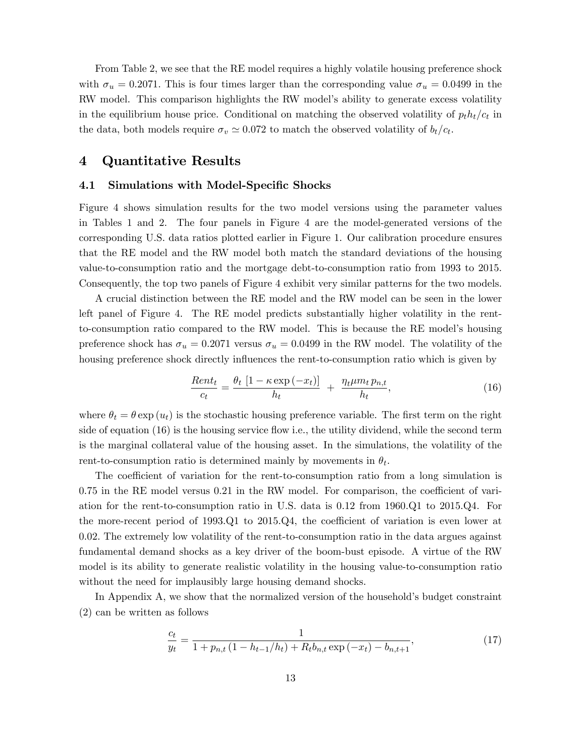From Table 2, we see that the RE model requires a highly volatile housing preference shock with $\sigma_u = 0.2071$. This is four times larger than the corresponding value $\sigma_u = 0.0499$ in the RW model. This comparison highlights the RW model's ability to generate excess volatility in the equilibrium house price. Conditional on matching the observed volatility of $p_t h_t / c_t$ in the data, both models require $\sigma_v \simeq 0.072$ to match the observed volatility of $b_t / c_t$.

# 4 Quantitative Results

## 4.1 Simulations with Model-Specific Shocks

Figure 4 shows simulation results for the two model versions using the parameter values in Tables 1 and 2. The four panels in Figure 4 are the model-generated versions of the corresponding U.S. data ratios plotted earlier in Figure 1. Our calibration procedure ensures that the RE model and the RW model both match the standard deviations of the housing value-to-consumption ratio and the mortgage debt-to-consumption ratio from 1993 to 2015. Consequently, the top two panels of Figure 4 exhibit very similar patterns for the two models.

A crucial distinction between the RE model and the RW model can be seen in the lower left panel of Figure 4. The RE model predicts substantially higher volatility in the rent-to-consumption ratio compared to the RW model. This is because the RE model's housing preference shock has $\sigma_u = 0.2071$ versus $\sigma_u = 0.0499$ in the RW model. The volatility of the housing preference shock directly influences the rent-to-consumption ratio which is given by

$$\frac{Rent_t}{c_t} = \frac{\theta_t \left[1 - \kappa \exp\left(-x_t\right)\right]}{h_t} + \frac{\eta_t \mu m_t \, p_{n,t}}{h_t}, \tag{16}$$

where $\theta_t = \theta \exp\left(u_t\right)$ is the stochastic housing preference variable. The first term on the right side of equation (16) is the housing service flow i.e., the utility dividend, while the second term is the marginal collateral value of the housing asset. In the simulations, the volatility of the rent-to-consumption ratio is determined mainly by movements in $\theta_t$.

The coefficient of variation for the rent-to-consumption ratio from a long simulation is 0.75 in the RE model versus 0.21 in the RW model. For comparison, the coefficient of variation for the rent-to-consumption ratio in U.S. data is 0.12 from 1960.Q1 to 2015.Q4. For the more-recent period of 1993.Q1 to 2015.Q4, the coefficient of variation is even lower at 0.02. The extremely low volatility of the rent-to-consumption ratio in the data argues against fundamental demand shocks as a key driver of the boom-bust episode. A virtue of the RW model is its ability to generate realistic volatility in the housing value-to-consumption ratio without the need for implausibly large housing demand shocks.

In Appendix A, we show that the normalized version of the household's budget constraint (2) can be written as follows

$$\frac{c_t}{y_t} = \frac{1}{1 + p_{n,t}\left(1 - h_{t-1}/h_t\right) + R_t b_{n,t} \exp\left(-x_t\right) - b_{n,t+1}}, \tag{17}$$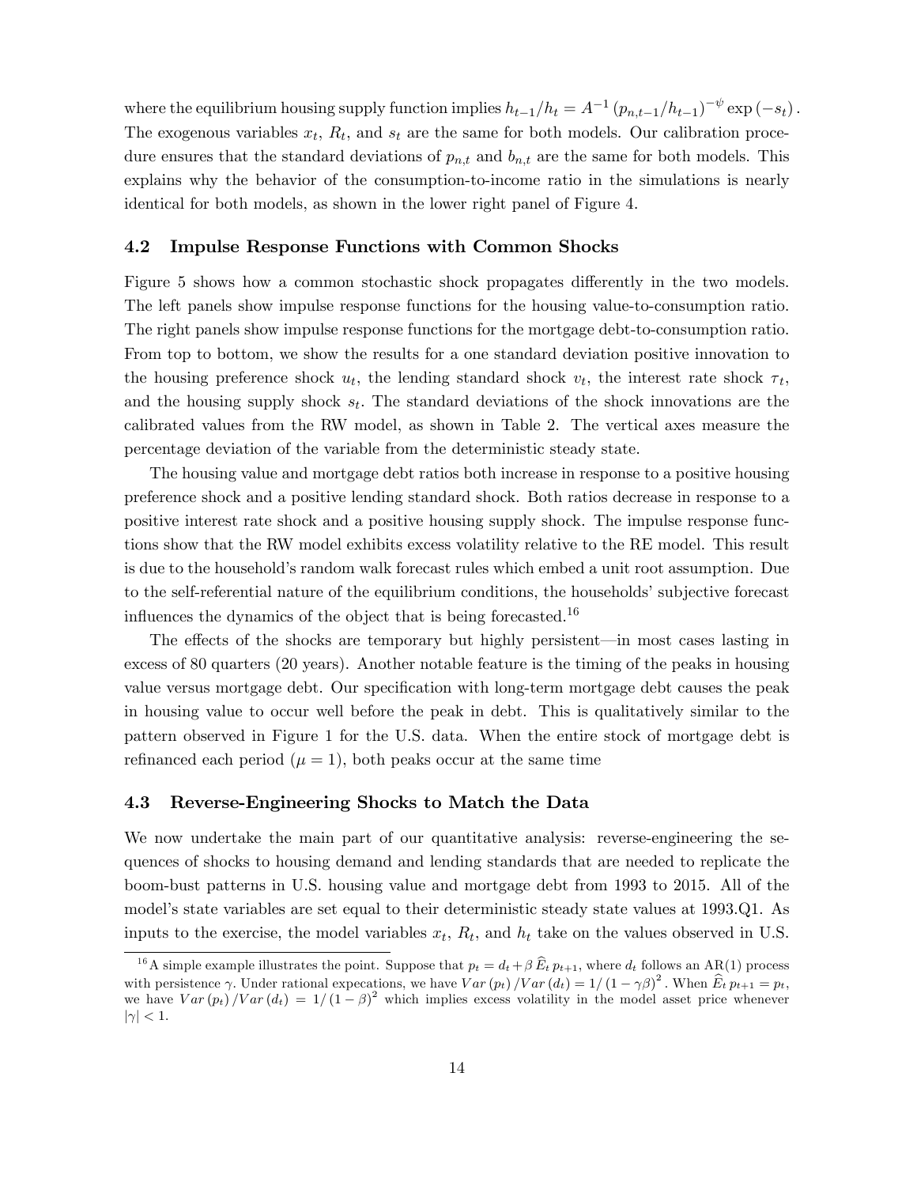where the equilibrium housing supply function implies $h_{t-1}/h_t = A^{-1}\left(p_{n,t-1}/h_{t-1}\right)^{-\psi}\exp\left(-s_t\right).$ The exogenous variables $x_t$, $R_t$, and $s_t$ are the same for both models. Our calibration procedure ensures that the standard deviations of $p_{n,t}$ and $b_{n,t}$ are the same for both models. This explains why the behavior of the consumption-to-income ratio in the simulations is nearly identical for both models, as shown in the lower right panel of Figure 4.

### 4.2 Impulse Response Functions with Common Shocks

Figure 5 shows how a common stochastic shock propagates differently in the two models. The left panels show impulse response functions for the housing value-to-consumption ratio. The right panels show impulse response functions for the mortgage debt-to-consumption ratio. From top to bottom, we show the results for a one standard deviation positive innovation to the housing preference shock $u_t$, the lending standard shock $v_t$, the interest rate shock $\tau_t$, and the housing supply shock $s_t$. The standard deviations of the shock innovations are the calibrated values from the RW model, as shown in Table 2. The vertical axes measure the percentage deviation of the variable from the deterministic steady state.

The housing value and mortgage debt ratios both increase in response to a positive housing preference shock and a positive lending standard shock. Both ratios decrease in response to a positive interest rate shock and a positive housing supply shock. The impulse response functions show that the RW model exhibits excess volatility relative to the RE model. This result is due to the household's random walk forecast rules which embed a unit root assumption. Due to the self-referential nature of the equilibrium conditions, the households' subjective forecast influences the dynamics of the object that is being forecasted.[16]

The effects of the shocks are temporary but highly persistent—in most cases lasting in excess of 80 quarters (20 years). Another notable feature is the timing of the peaks in housing value versus mortgage debt. Our specification with long-term mortgage debt causes the peak in housing value to occur well before the peak in debt. This is qualitatively similar to the pattern observed in Figure 1 for the U.S. data. When the entire stock of mortgage debt is refinanced each period ($\mu = 1$), both peaks occur at the same time

### 4.3 Reverse-Engineering Shocks to Match the Data

We now undertake the main part of our quantitative analysis: reverse-engineering the sequences of shocks to housing demand and lending standards that are needed to replicate the boom-bust patterns in U.S. housing value and mortgage debt from 1993 to 2015. All of the model's state variables are set equal to their deterministic steady state values at 1993.Q1. As inputs to the exercise, the model variables $x_t$, $R_t$, and $h_t$ take on the values observed in U.S.

---

[16] A simple example illustrates the point. Suppose that $p_t = d_t + \beta\,\widehat{E}_t\,p_{t+1}$, where $d_t$ follows an AR(1) process with persistence $\gamma$. Under rational expecations, we have $Var\left(p_t\right)/Var\left(d_t\right) = 1/\left(1-\gamma\beta\right)^2$. When $\widehat{E}_t\,p_{t+1} = p_t$, we have $Var\left(p_t\right)/Var\left(d_t\right) = 1/\left(1-\beta\right)^2$ which implies excess volatility in the model asset price whenever $|\gamma| < 1$.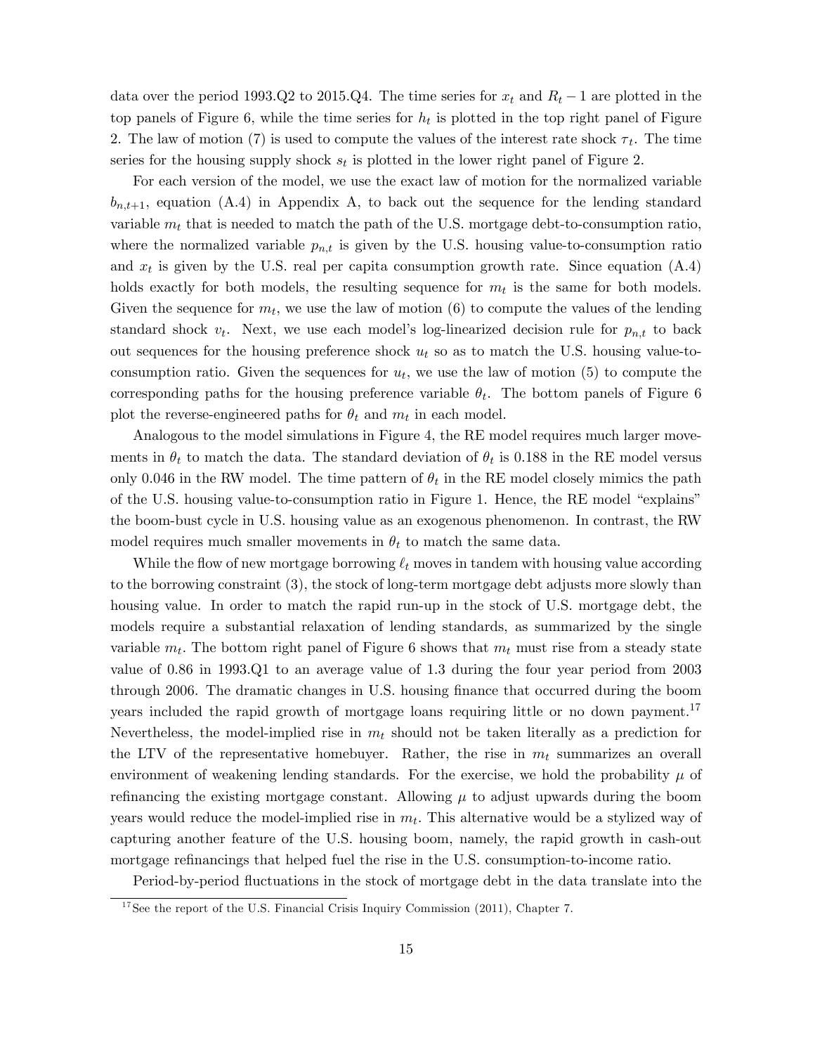data over the period 1993.Q2 to 2015.Q4. The time series for $x_t$ and $R_t - 1$ are plotted in the top panels of Figure 6, while the time series for $h_t$ is plotted in the top right panel of Figure 2. The law of motion (7) is used to compute the values of the interest rate shock $\tau_t$. The time series for the housing supply shock $s_t$ is plotted in the lower right panel of Figure 2.

For each version of the model, we use the exact law of motion for the normalized variable $b_{n,t+1}$, equation (A.4) in Appendix A, to back out the sequence for the lending standard variable $m_t$ that is needed to match the path of the U.S. mortgage debt-to-consumption ratio, where the normalized variable $p_{n,t}$ is given by the U.S. housing value-to-consumption ratio and $x_t$ is given by the U.S. real per capita consumption growth rate. Since equation (A.4) holds exactly for both models, the resulting sequence for $m_t$ is the same for both models. Given the sequence for $m_t$, we use the law of motion (6) to compute the values of the lending standard shock $v_t$. Next, we use each model's log-linearized decision rule for $p_{n,t}$ to back out sequences for the housing preference shock $u_t$ so as to match the U.S. housing value-to-consumption ratio. Given the sequences for $u_t$, we use the law of motion (5) to compute the corresponding paths for the housing preference variable $\theta_t$. The bottom panels of Figure 6 plot the reverse-engineered paths for $\theta_t$ and $m_t$ in each model.

Analogous to the model simulations in Figure 4, the RE model requires much larger movements in $\theta_t$ to match the data. The standard deviation of $\theta_t$ is 0.188 in the RE model versus only 0.046 in the RW model. The time pattern of $\theta_t$ in the RE model closely mimics the path of the U.S. housing value-to-consumption ratio in Figure 1. Hence, the RE model "explains" the boom-bust cycle in U.S. housing value as an exogenous phenomenon. In contrast, the RW model requires much smaller movements in $\theta_t$ to match the same data.

While the flow of new mortgage borrowing $\ell_t$ moves in tandem with housing value according to the borrowing constraint (3), the stock of long-term mortgage debt adjusts more slowly than housing value. In order to match the rapid run-up in the stock of U.S. mortgage debt, the models require a substantial relaxation of lending standards, as summarized by the single variable $m_t$. The bottom right panel of Figure 6 shows that $m_t$ must rise from a steady state value of 0.86 in 1993.Q1 to an average value of 1.3 during the four year period from 2003 through 2006. The dramatic changes in U.S. housing finance that occurred during the boom years included the rapid growth of mortgage loans requiring little or no down payment.[17] Nevertheless, the model-implied rise in $m_t$ should not be taken literally as a prediction for the LTV of the representative homebuyer. Rather, the rise in $m_t$ summarizes an overall environment of weakening lending standards. For the exercise, we hold the probability $\mu$ of refinancing the existing mortgage constant. Allowing $\mu$ to adjust upwards during the boom years would reduce the model-implied rise in $m_t$. This alternative would be a stylized way of capturing another feature of the U.S. housing boom, namely, the rapid growth in cash-out mortgage refinancings that helped fuel the rise in the U.S. consumption-to-income ratio.

Period-by-period fluctuations in the stock of mortgage debt in the data translate into the

[17] See the report of the U.S. Financial Crisis Inquiry Commission (2011), Chapter 7.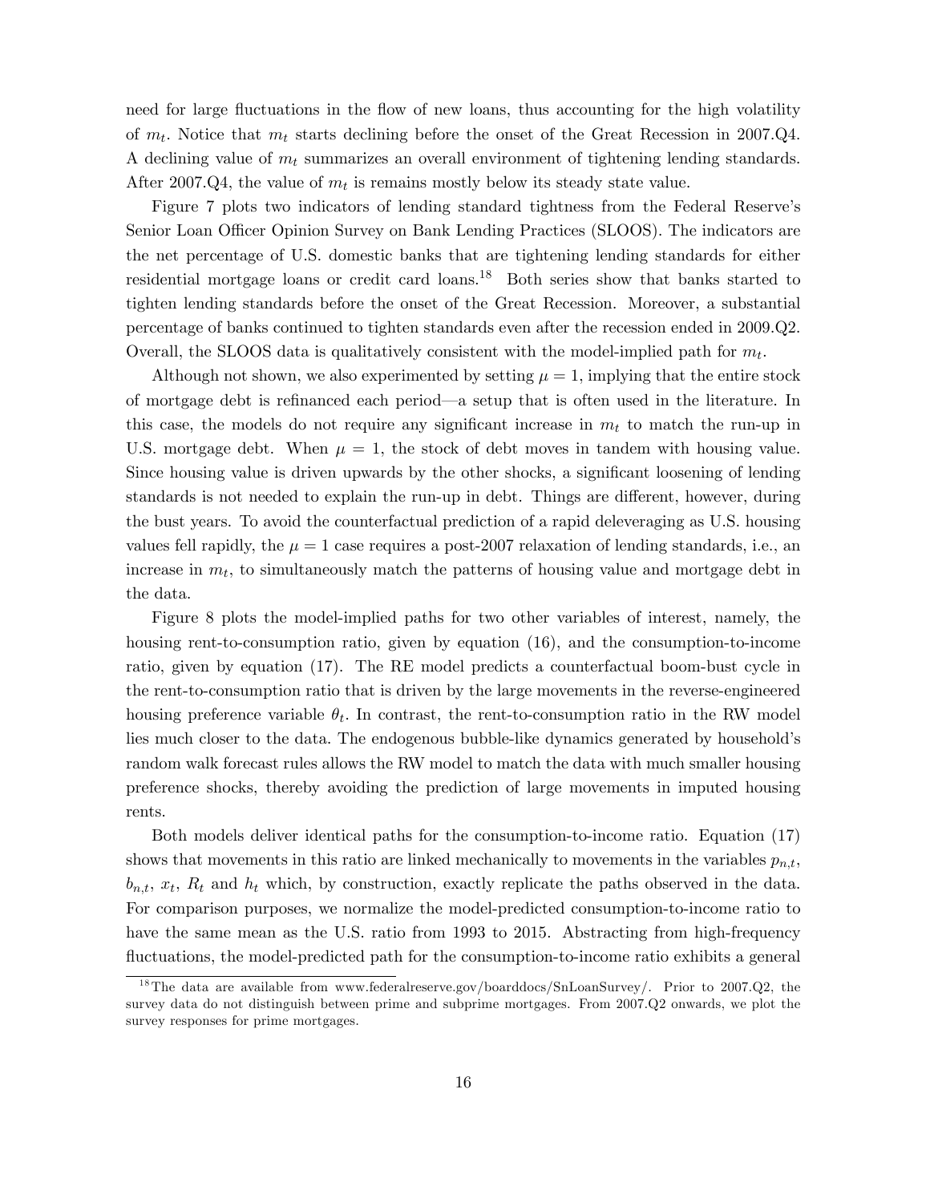need for large fluctuations in the flow of new loans, thus accounting for the high volatility of $m_t$. Notice that $m_t$ starts declining before the onset of the Great Recession in 2007.Q4. A declining value of $m_t$ summarizes an overall environment of tightening lending standards. After 2007.Q4, the value of $m_t$ is remains mostly below its steady state value.

Figure 7 plots two indicators of lending standard tightness from the Federal Reserve's Senior Loan Officer Opinion Survey on Bank Lending Practices (SLOOS). The indicators are the net percentage of U.S. domestic banks that are tightening lending standards for either residential mortgage loans or credit card loans.[18] Both series show that banks started to tighten lending standards before the onset of the Great Recession. Moreover, a substantial percentage of banks continued to tighten standards even after the recession ended in 2009.Q2. Overall, the SLOOS data is qualitatively consistent with the model-implied path for $m_t$.

Although not shown, we also experimented by setting $\mu = 1$, implying that the entire stock of mortgage debt is refinanced each period—a setup that is often used in the literature. In this case, the models do not require any significant increase in $m_t$ to match the run-up in U.S. mortgage debt. When $\mu = 1$, the stock of debt moves in tandem with housing value. Since housing value is driven upwards by the other shocks, a significant loosening of lending standards is not needed to explain the run-up in debt. Things are different, however, during the bust years. To avoid the counterfactual prediction of a rapid deleveraging as U.S. housing values fell rapidly, the $\mu = 1$ case requires a post-2007 relaxation of lending standards, i.e., an increase in $m_t$, to simultaneously match the patterns of housing value and mortgage debt in the data.

Figure 8 plots the model-implied paths for two other variables of interest, namely, the housing rent-to-consumption ratio, given by equation (16), and the consumption-to-income ratio, given by equation (17). The RE model predicts a counterfactual boom-bust cycle in the rent-to-consumption ratio that is driven by the large movements in the reverse-engineered housing preference variable $\theta_t$. In contrast, the rent-to-consumption ratio in the RW model lies much closer to the data. The endogenous bubble-like dynamics generated by household's random walk forecast rules allows the RW model to match the data with much smaller housing preference shocks, thereby avoiding the prediction of large movements in imputed housing rents.

Both models deliver identical paths for the consumption-to-income ratio. Equation (17) shows that movements in this ratio are linked mechanically to movements in the variables $p_{n,t}$, $b_{n,t}$, $x_t$, $R_t$ and $h_t$ which, by construction, exactly replicate the paths observed in the data. For comparison purposes, we normalize the model-predicted consumption-to-income ratio to have the same mean as the U.S. ratio from 1993 to 2015. Abstracting from high-frequency fluctuations, the model-predicted path for the consumption-to-income ratio exhibits a general

[18] The data are available from www.federalreserve.gov/boarddocs/SnLoanSurvey/. Prior to 2007.Q2, the survey data do not distinguish between prime and subprime mortgages. From 2007.Q2 onwards, we plot the survey responses for prime mortgages.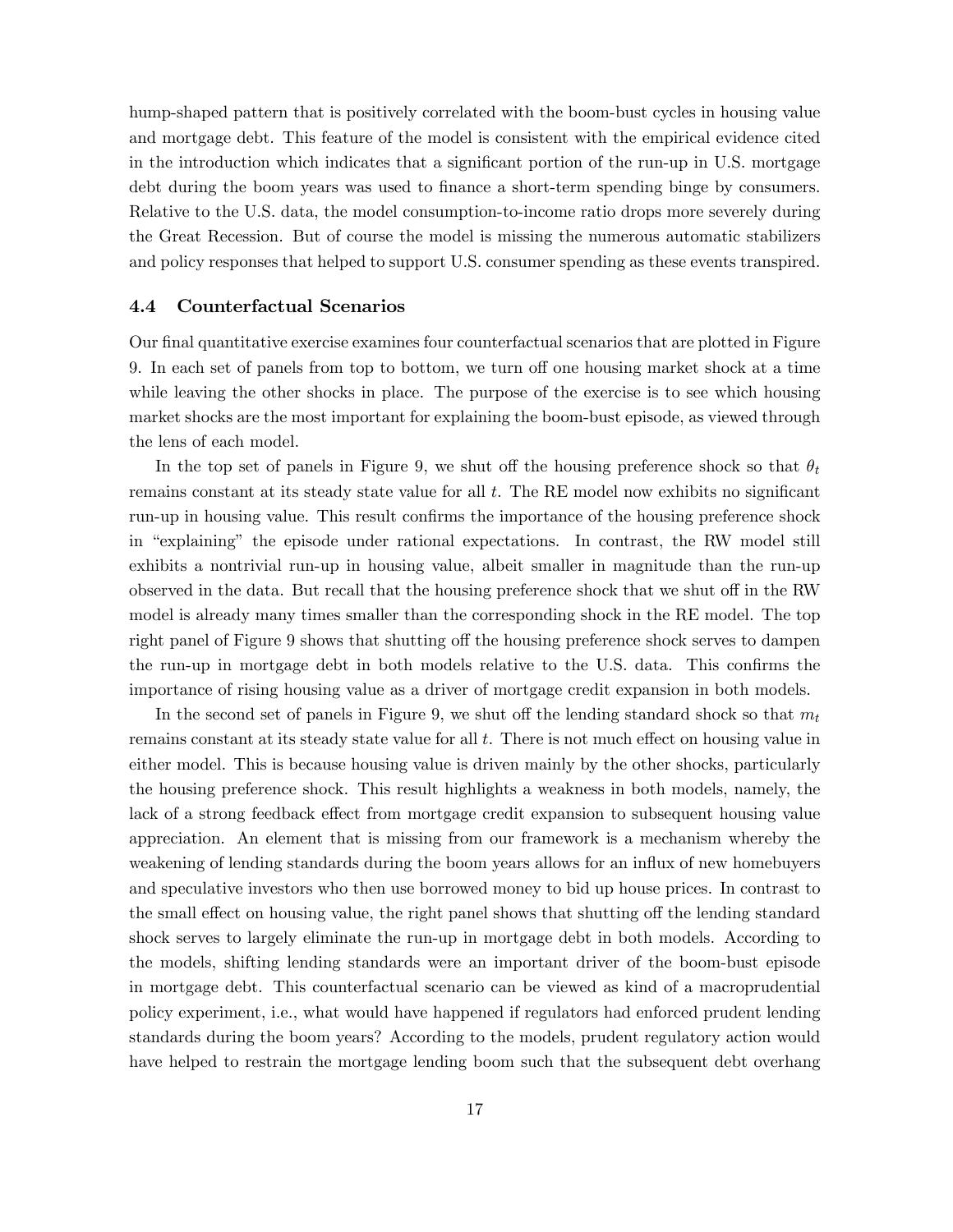hump-shaped pattern that is positively correlated with the boom-bust cycles in housing value and mortgage debt. This feature of the model is consistent with the empirical evidence cited in the introduction which indicates that a significant portion of the run-up in U.S. mortgage debt during the boom years was used to finance a short-term spending binge by consumers. Relative to the U.S. data, the model consumption-to-income ratio drops more severely during the Great Recession. But of course the model is missing the numerous automatic stabilizers and policy responses that helped to support U.S. consumer spending as these events transpired.

### 4.4 Counterfactual Scenarios

Our final quantitative exercise examines four counterfactual scenarios that are plotted in Figure 9. In each set of panels from top to bottom, we turn off one housing market shock at a time while leaving the other shocks in place. The purpose of the exercise is to see which housing market shocks are the most important for explaining the boom-bust episode, as viewed through the lens of each model.

In the top set of panels in Figure 9, we shut off the housing preference shock so that $\theta_t$ remains constant at its steady state value for all $t$. The RE model now exhibits no significant run-up in housing value. This result confirms the importance of the housing preference shock in "explaining" the episode under rational expectations. In contrast, the RW model still exhibits a nontrivial run-up in housing value, albeit smaller in magnitude than the run-up observed in the data. But recall that the housing preference shock that we shut off in the RW model is already many times smaller than the corresponding shock in the RE model. The top right panel of Figure 9 shows that shutting off the housing preference shock serves to dampen the run-up in mortgage debt in both models relative to the U.S. data. This confirms the importance of rising housing value as a driver of mortgage credit expansion in both models.

In the second set of panels in Figure 9, we shut off the lending standard shock so that $m_t$ remains constant at its steady state value for all $t$. There is not much effect on housing value in either model. This is because housing value is driven mainly by the other shocks, particularly the housing preference shock. This result highlights a weakness in both models, namely, the lack of a strong feedback effect from mortgage credit expansion to subsequent housing value appreciation. An element that is missing from our framework is a mechanism whereby the weakening of lending standards during the boom years allows for an influx of new homebuyers and speculative investors who then use borrowed money to bid up house prices. In contrast to the small effect on housing value, the right panel shows that shutting off the lending standard shock serves to largely eliminate the run-up in mortgage debt in both models. According to the models, shifting lending standards were an important driver of the boom-bust episode in mortgage debt. This counterfactual scenario can be viewed as kind of a macroprudential policy experiment, i.e., what would have happened if regulators had enforced prudent lending standards during the boom years? According to the models, prudent regulatory action would have helped to restrain the mortgage lending boom such that the subsequent debt overhang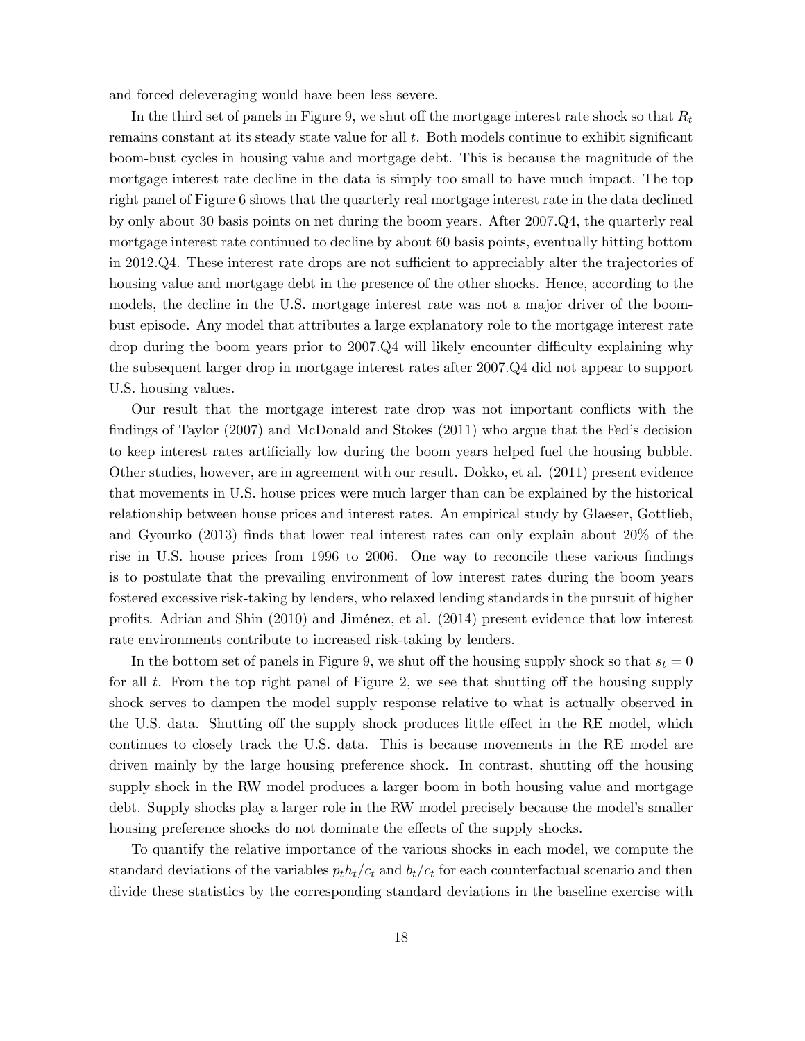and forced deleveraging would have been less severe.

In the third set of panels in Figure 9, we shut off the mortgage interest rate shock so that $R_t$ remains constant at its steady state value for all $t$. Both models continue to exhibit significant boom-bust cycles in housing value and mortgage debt. This is because the magnitude of the mortgage interest rate decline in the data is simply too small to have much impact. The top right panel of Figure 6 shows that the quarterly real mortgage interest rate in the data declined by only about 30 basis points on net during the boom years. After 2007.Q4, the quarterly real mortgage interest rate continued to decline by about 60 basis points, eventually hitting bottom in 2012.Q4. These interest rate drops are not sufficient to appreciably alter the trajectories of housing value and mortgage debt in the presence of the other shocks. Hence, according to the models, the decline in the U.S. mortgage interest rate was not a major driver of the boom-bust episode. Any model that attributes a large explanatory role to the mortgage interest rate drop during the boom years prior to 2007.Q4 will likely encounter difficulty explaining why the subsequent larger drop in mortgage interest rates after 2007.Q4 did not appear to support U.S. housing values.

Our result that the mortgage interest rate drop was not important conflicts with the findings of Taylor (2007) and McDonald and Stokes (2011) who argue that the Fed's decision to keep interest rates artificially low during the boom years helped fuel the housing bubble. Other studies, however, are in agreement with our result. Dokko, et al. (2011) present evidence that movements in U.S. house prices were much larger than can be explained by the historical relationship between house prices and interest rates. An empirical study by Glaeser, Gottlieb, and Gyourko (2013) finds that lower real interest rates can only explain about 20% of the rise in U.S. house prices from 1996 to 2006. One way to reconcile these various findings is to postulate that the prevailing environment of low interest rates during the boom years fostered excessive risk-taking by lenders, who relaxed lending standards in the pursuit of higher profits. Adrian and Shin (2010) and Jiménez, et al. (2014) present evidence that low interest rate environments contribute to increased risk-taking by lenders.

In the bottom set of panels in Figure 9, we shut off the housing supply shock so that $s_t = 0$ for all $t$. From the top right panel of Figure 2, we see that shutting off the housing supply shock serves to dampen the model supply response relative to what is actually observed in the U.S. data. Shutting off the supply shock produces little effect in the RE model, which continues to closely track the U.S. data. This is because movements in the RE model are driven mainly by the large housing preference shock. In contrast, shutting off the housing supply shock in the RW model produces a larger boom in both housing value and mortgage debt. Supply shocks play a larger role in the RW model precisely because the model's smaller housing preference shocks do not dominate the effects of the supply shocks.

To quantify the relative importance of the various shocks in each model, we compute the standard deviations of the variables $p_t h_t / c_t$ and $b_t / c_t$ for each counterfactual scenario and then divide these statistics by the corresponding standard deviations in the baseline exercise with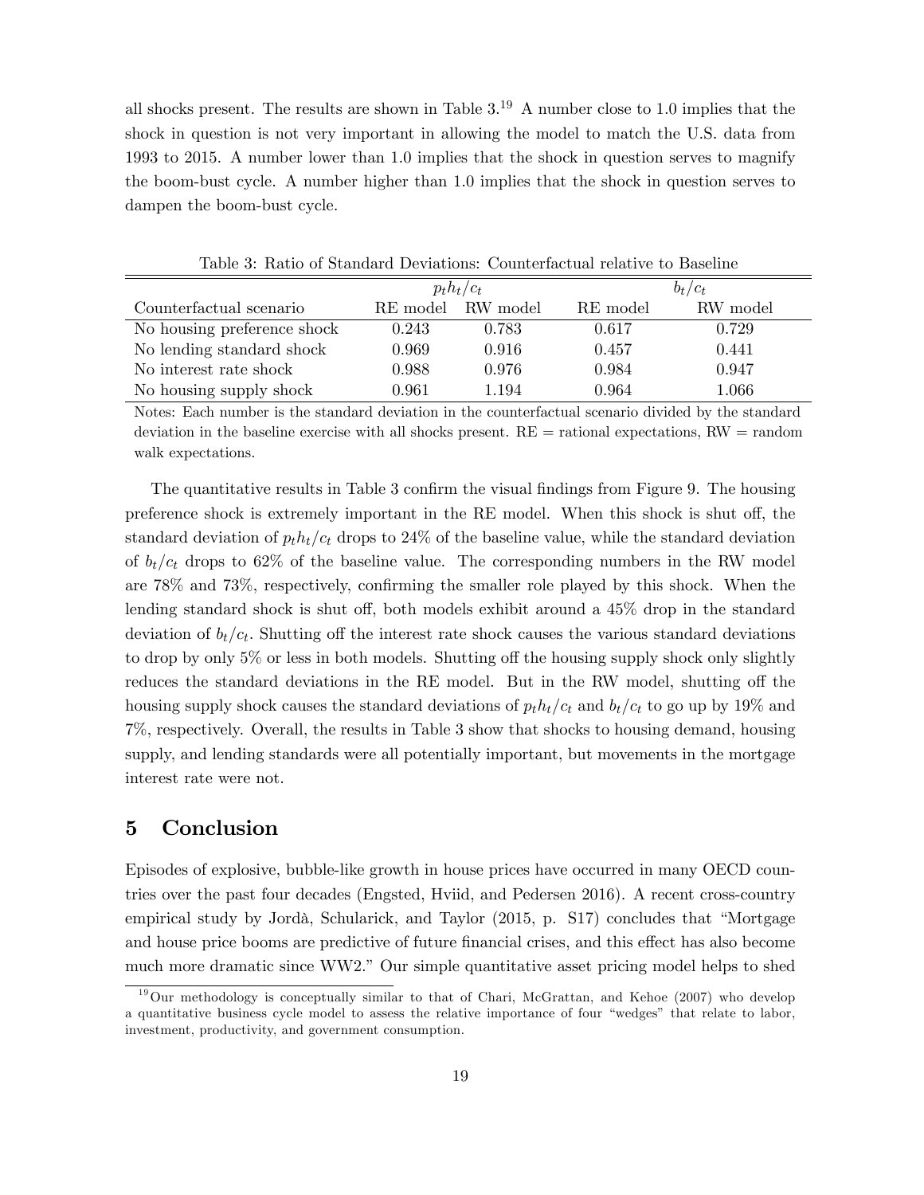all shocks present. The results are shown in Table 3.[19] A number close to 1.0 implies that the shock in question is not very important in allowing the model to match the U.S. data from 1993 to 2015. A number lower than 1.0 implies that the shock in question serves to magnify the boom-bust cycle. A number higher than 1.0 implies that the shock in question serves to dampen the boom-bust cycle.

Table 3: Ratio of Standard Deviations: Counterfactual relative to Baseline

| | $p_t h_t / c_t$ | | $b_t / c_t$ | |
|---|---|---|---|---|
| Counterfactual scenario | RE model | RW model | RE model | RW model |
| No housing preference shock | 0.243 | 0.783 | 0.617 | 0.729 |
| No lending standard shock | 0.969 | 0.916 | 0.457 | 0.441 |
| No interest rate shock | 0.988 | 0.976 | 0.984 | 0.947 |
| No housing supply shock | 0.961 | 1.194 | 0.964 | 1.066 |

Notes: Each number is the standard deviation in the counterfactual scenario divided by the standard deviation in the baseline exercise with all shocks present. RE = rational expectations, RW = random walk expectations.

The quantitative results in Table 3 confirm the visual findings from Figure 9. The housing preference shock is extremely important in the RE model. When this shock is shut off, the standard deviation of $p_t h_t / c_t$ drops to 24% of the baseline value, while the standard deviation of $b_t / c_t$ drops to 62% of the baseline value. The corresponding numbers in the RW model are 78% and 73%, respectively, confirming the smaller role played by this shock. When the lending standard shock is shut off, both models exhibit around a 45% drop in the standard deviation of $b_t / c_t$. Shutting off the interest rate shock causes the various standard deviations to drop by only 5% or less in both models. Shutting off the housing supply shock only slightly reduces the standard deviations in the RE model. But in the RW model, shutting off the housing supply shock causes the standard deviations of $p_t h_t / c_t$ and $b_t / c_t$ to go up by 19% and 7%, respectively. Overall, the results in Table 3 show that shocks to housing demand, housing supply, and lending standards were all potentially important, but movements in the mortgage interest rate were not.

# 5 Conclusion

Episodes of explosive, bubble-like growth in house prices have occurred in many OECD countries over the past four decades (Engsted, Hviid, and Pedersen 2016). A recent cross-country empirical study by Jordà, Schularick, and Taylor (2015, p. S17) concludes that "Mortgage and house price booms are predictive of future financial crises, and this effect has also become much more dramatic since WW2." Our simple quantitative asset pricing model helps to shed

[19] Our methodology is conceptually similar to that of Chari, McGrattan, and Kehoe (2007) who develop a quantitative business cycle model to assess the relative importance of four "wedges" that relate to labor, investment, productivity, and government consumption.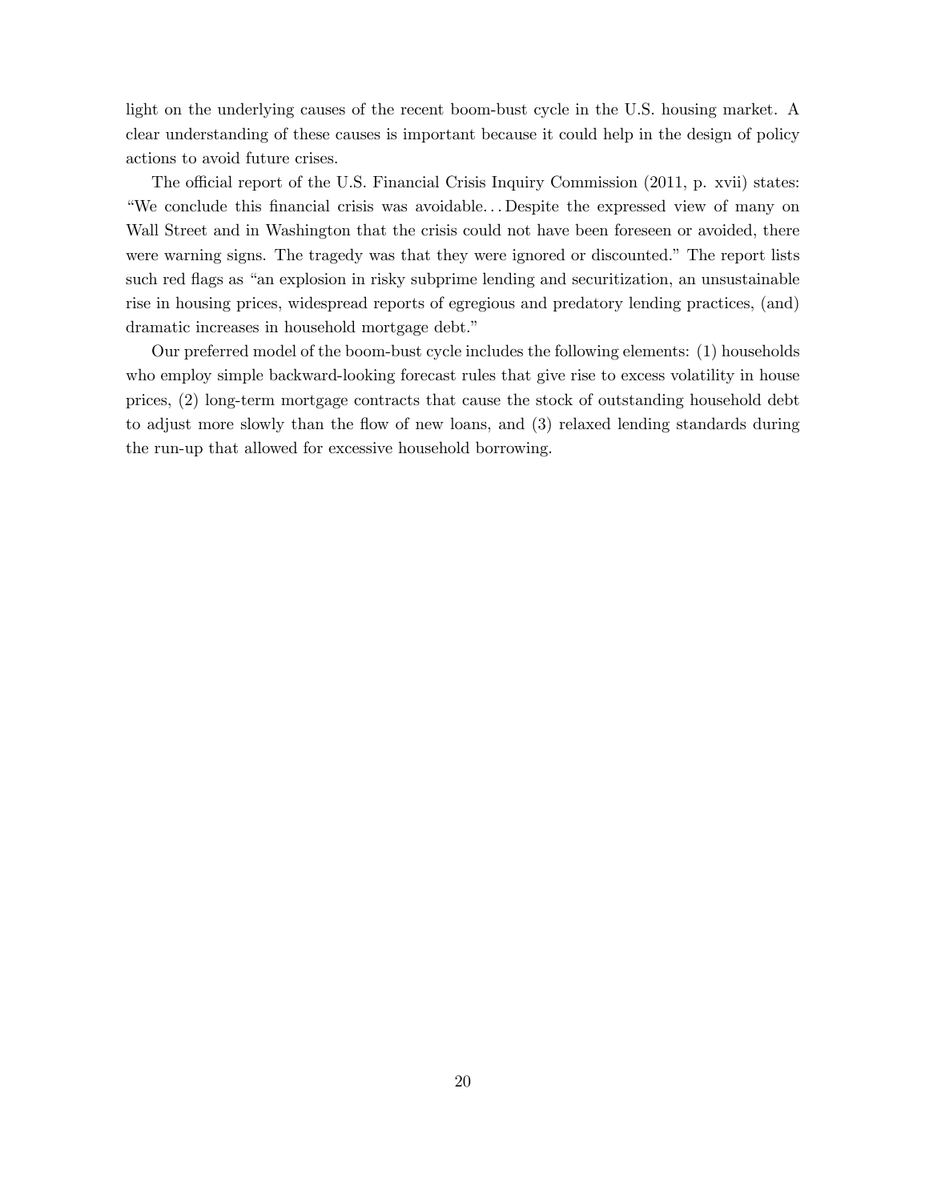light on the underlying causes of the recent boom-bust cycle in the U.S. housing market. A clear understanding of these causes is important because it could help in the design of policy actions to avoid future crises.

The official report of the U.S. Financial Crisis Inquiry Commission (2011, p. xvii) states: "We conclude this financial crisis was avoidable. . . Despite the expressed view of many on Wall Street and in Washington that the crisis could not have been foreseen or avoided, there were warning signs. The tragedy was that they were ignored or discounted." The report lists such red flags as "an explosion in risky subprime lending and securitization, an unsustainable rise in housing prices, widespread reports of egregious and predatory lending practices, (and) dramatic increases in household mortgage debt."

Our preferred model of the boom-bust cycle includes the following elements: (1) households who employ simple backward-looking forecast rules that give rise to excess volatility in house prices, (2) long-term mortgage contracts that cause the stock of outstanding household debt to adjust more slowly than the flow of new loans, and (3) relaxed lending standards during the run-up that allowed for excessive household borrowing.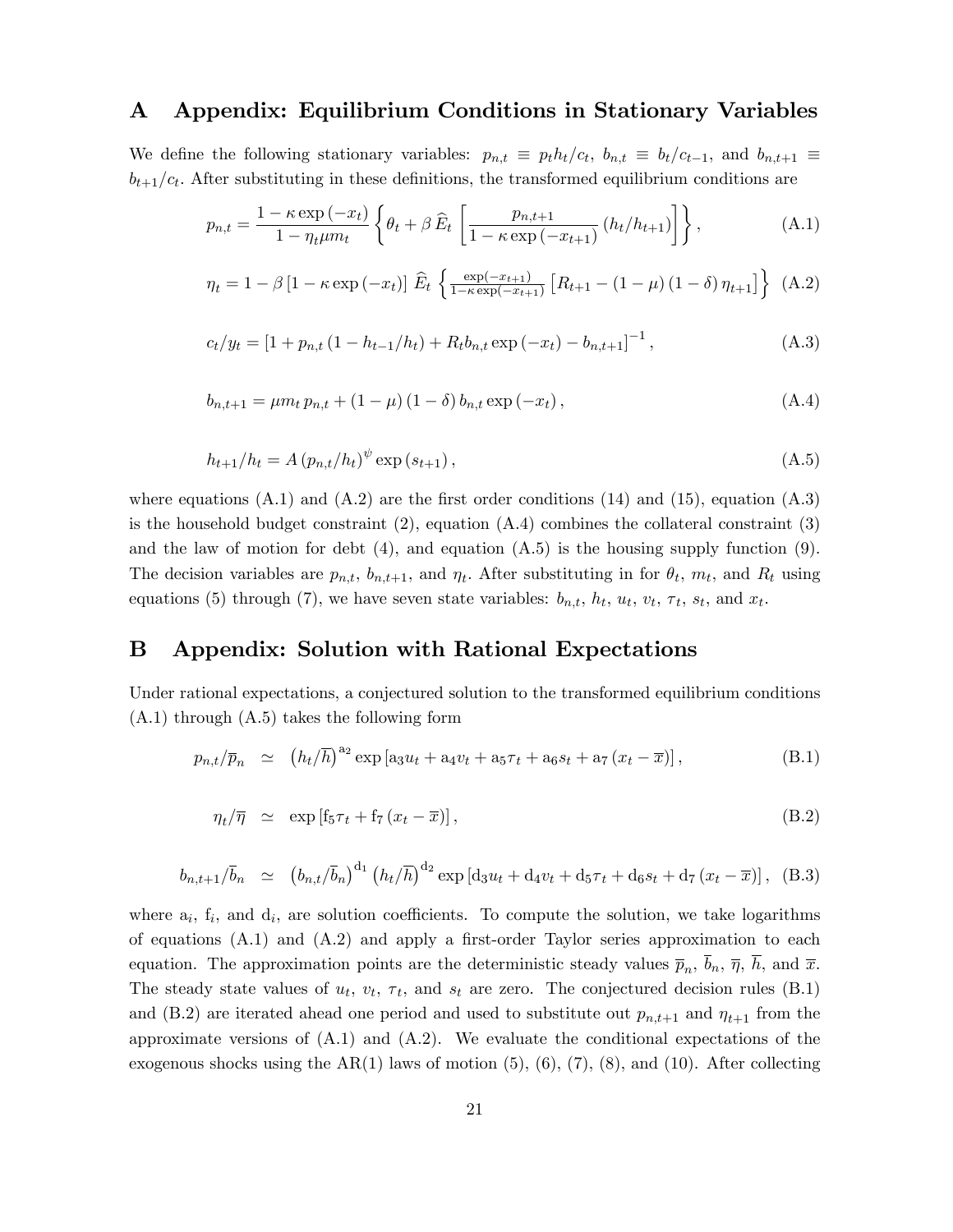## A Appendix: Equilibrium Conditions in Stationary Variables

We define the following stationary variables: $p_{n,t} \equiv p_t h_t / c_t$, $b_{n,t} \equiv b_t / c_{t-1}$, and $b_{n,t+1} \equiv b_{t+1}/c_t$. After substituting in these definitions, the transformed equilibrium conditions are

$$p_{n,t} = \frac{1-\kappa \exp\left(-x_t\right)}{1-\eta_t \mu m_t} \left\{ \theta_t + \beta \, \widehat{E}_t \left[ \frac{p_{n,t+1}}{1-\kappa \exp\left(-x_{t+1}\right)} \left(h_t / h_{t+1}\right) \right] \right\}, \tag{A.1}$$

$$\eta_t = 1 - \beta \left[1-\kappa \exp\left(-x_t\right)\right] \, \widehat{E}_t \left\{ \tfrac{\exp\left(-x_{t+1}\right)}{1-\kappa \exp\left(-x_{t+1}\right)} \left[ R_{t+1} - \left(1-\mu\right)\left(1-\delta\right) \eta_{t+1} \right] \right\} \tag{A.2}$$

$$c_t / y_t = \left[1 + p_{n,t}\left(1 - h_{t-1}/h_t\right) + R_t b_{n,t} \exp\left(-x_t\right) - b_{n,t+1}\right]^{-1}, \tag{A.3}$$

$$b_{n,t+1} = \mu m_t \, p_{n,t} + \left(1-\mu\right)\left(1-\delta\right) b_{n,t} \exp\left(-x_t\right), \tag{A.4}$$

$$h_{t+1}/h_t = A \left(p_{n,t}/h_t\right)^{\psi} \exp\left(s_{t+1}\right), \tag{A.5}$$

where equations (A.1) and (A.2) are the first order conditions (14) and (15), equation (A.3) is the household budget constraint (2), equation (A.4) combines the collateral constraint (3) and the law of motion for debt (4), and equation (A.5) is the housing supply function (9). The decision variables are $p_{n,t}$, $b_{n,t+1}$, and $\eta_t$. After substituting in for $\theta_t$, $m_t$, and $R_t$ using equations (5) through (7), we have seven state variables: $b_{n,t}$, $h_t$, $u_t$, $v_t$, $\tau_t$, $s_t$, and $x_t$.

## B Appendix: Solution with Rational Expectations

Under rational expectations, a conjectured solution to the transformed equilibrium conditions (A.1) through (A.5) takes the following form

$$p_{n,t}/\overline{p}_n \simeq \left(h_t/\overline{h}\right)^{\mathrm{a}_2} \exp\left[\mathrm{a}_3 u_t + \mathrm{a}_4 v_t + \mathrm{a}_5 \tau_t + \mathrm{a}_6 s_t + \mathrm{a}_7 \left(x_t - \overline{x}\right)\right], \tag{B.1}$$

$$\eta_t / \overline{\eta} \simeq \exp\left[\mathrm{f}_5 \tau_t + \mathrm{f}_7 \left(x_t - \overline{x}\right)\right], \tag{B.2}$$

$$b_{n,t+1}/\overline{b}_n \simeq \left(b_{n,t}/\overline{b}_n\right)^{\mathrm{d}_1} \left(h_t/\overline{h}\right)^{\mathrm{d}_2} \exp\left[\mathrm{d}_3 u_t + \mathrm{d}_4 v_t + \mathrm{d}_5 \tau_t + \mathrm{d}_6 s_t + \mathrm{d}_7 \left(x_t - \overline{x}\right)\right], \tag{B.3}$$

where $\mathrm{a}_i$, $\mathrm{f}_i$, and $\mathrm{d}_i$, are solution coefficients. To compute the solution, we take logarithms of equations (A.1) and (A.2) and apply a first-order Taylor series approximation to each equation. The approximation points are the deterministic steady values $\overline{p}_n$, $\overline{b}_n$, $\overline{\eta}$, $\overline{h}$, and $\overline{x}$. The steady state values of $u_t$, $v_t$, $\tau_t$, and $s_t$ are zero. The conjectured decision rules (B.1) and (B.2) are iterated ahead one period and used to substitute out $p_{n,t+1}$ and $\eta_{t+1}$ from the approximate versions of (A.1) and (A.2). We evaluate the conditional expectations of the exogenous shocks using the AR(1) laws of motion (5), (6), (7), (8), and (10). After collecting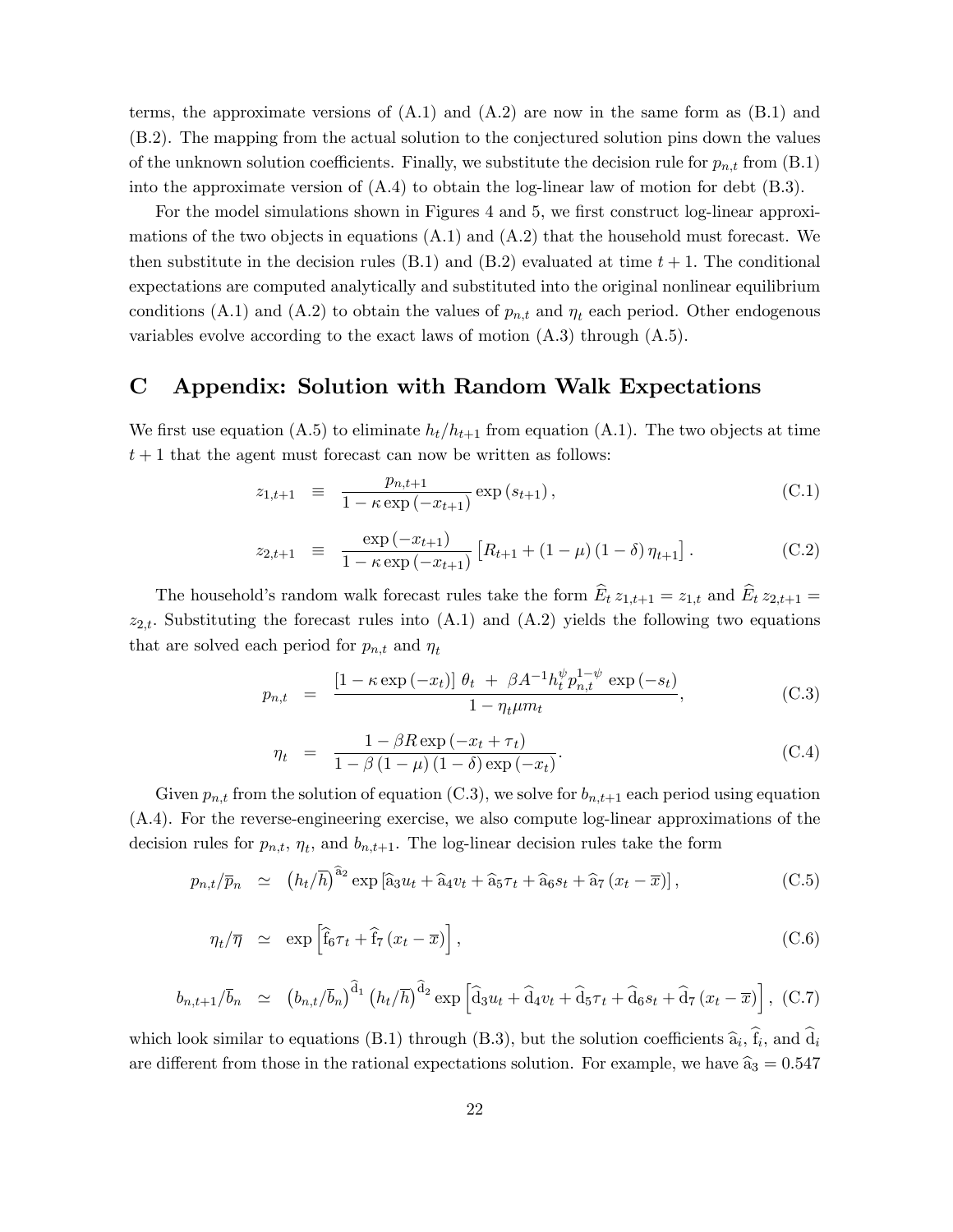terms, the approximate versions of (A.1) and (A.2) are now in the same form as (B.1) and (B.2). The mapping from the actual solution to the conjectured solution pins down the values of the unknown solution coefficients. Finally, we substitute the decision rule for $p_{n,t}$ from (B.1) into the approximate version of (A.4) to obtain the log-linear law of motion for debt (B.3).

For the model simulations shown in Figures 4 and 5, we first construct log-linear approximations of the two objects in equations (A.1) and (A.2) that the household must forecast. We then substitute in the decision rules (B.1) and (B.2) evaluated at time $t+1$. The conditional expectations are computed analytically and substituted into the original nonlinear equilibrium conditions (A.1) and (A.2) to obtain the values of $p_{n,t}$ and $\eta_t$ each period. Other endogenous variables evolve according to the exact laws of motion (A.3) through (A.5).

# C Appendix: Solution with Random Walk Expectations

We first use equation (A.5) to eliminate $h_t/h_{t+1}$ from equation (A.1). The two objects at time $t+1$ that the agent must forecast can now be written as follows:

$$z_{1,t+1} \equiv \frac{p_{n,t+1}}{1-\kappa\exp(-x_{t+1})}\exp(s_{t+1}), \tag{C.1}$$

$$z_{2,t+1} \equiv \frac{\exp(-x_{t+1})}{1-\kappa\exp(-x_{t+1})}\left[R_{t+1}+(1-\mu)(1-\delta)\,\eta_{t+1}\right]. \tag{C.2}$$

The household's random walk forecast rules take the form $\widehat{E}_t\, z_{1,t+1} = z_{1,t}$ and $\widehat{E}_t\, z_{2,t+1} = z_{2,t}$. Substituting the forecast rules into (A.1) and (A.2) yields the following two equations that are solved each period for $p_{n,t}$ and $\eta_t$

$$p_{n,t} = \frac{\left[1-\kappa\exp(-x_t)\right]\theta_t \;+\; \beta A^{-1} h_t^{\psi} p_{n,t}^{1-\psi}\,\exp(-s_t)}{1-\eta_t\mu m_t}, \tag{C.3}$$

$$\eta_t = \frac{1-\beta R\exp(-x_t+\tau_t)}{1-\beta(1-\mu)(1-\delta)\exp(-x_t)}. \tag{C.4}$$

Given $p_{n,t}$ from the solution of equation (C.3), we solve for $b_{n,t+1}$ each period using equation (A.4). For the reverse-engineering exercise, we also compute log-linear approximations of the decision rules for $p_{n,t}$, $\eta_t$, and $b_{n,t+1}$. The log-linear decision rules take the form

$$p_{n,t}/\overline{p}_n \simeq \left(h_t/\overline{h}\right)^{\widehat{\mathrm{a}}_2}\exp\left[\widehat{\mathrm{a}}_3 u_t + \widehat{\mathrm{a}}_4 v_t + \widehat{\mathrm{a}}_5 \tau_t + \widehat{\mathrm{a}}_6 s_t + \widehat{\mathrm{a}}_7\left(x_t-\overline{x}\right)\right], \tag{C.5}$$

$$\eta_t/\overline{\eta} \simeq \exp\left[\widehat{\mathrm{f}}_6 \tau_t + \widehat{\mathrm{f}}_7\left(x_t-\overline{x}\right)\right], \tag{C.6}$$

$$b_{n,t+1}/\overline{b}_n \simeq \left(b_{n,t}/\overline{b}_n\right)^{\widehat{\mathrm{d}}_1}\left(h_t/\overline{h}\right)^{\widehat{\mathrm{d}}_2}\exp\left[\widehat{\mathrm{d}}_3 u_t + \widehat{\mathrm{d}}_4 v_t + \widehat{\mathrm{d}}_5 \tau_t + \widehat{\mathrm{d}}_6 s_t + \widehat{\mathrm{d}}_7\left(x_t-\overline{x}\right)\right], \tag{C.7}$$

which look similar to equations (B.1) through (B.3), but the solution coefficients $\widehat{\mathrm{a}}_i$, $\widehat{\mathrm{f}}_i$, and $\widehat{\mathrm{d}}_i$ are different from those in the rational expectations solution. For example, we have $\widehat{\mathrm{a}}_3 = 0.547$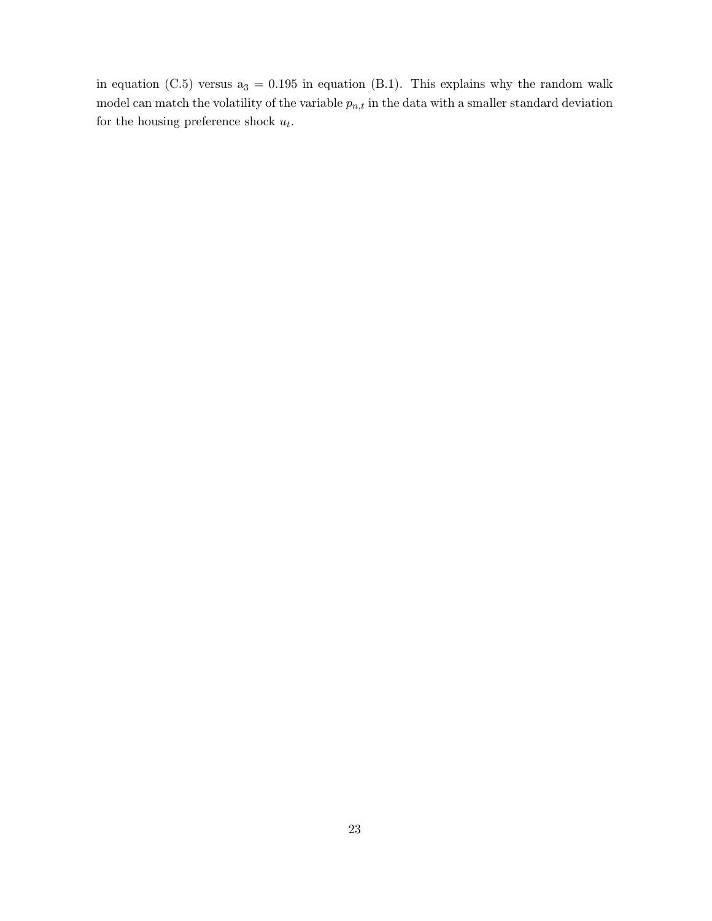in equation (C.5) versus $a_3 = 0.195$ in equation (B.1). This explains why the random walk model can match the volatility of the variable $p_{n,t}$ in the data with a smaller standard deviation for the housing preference shock $u_t$.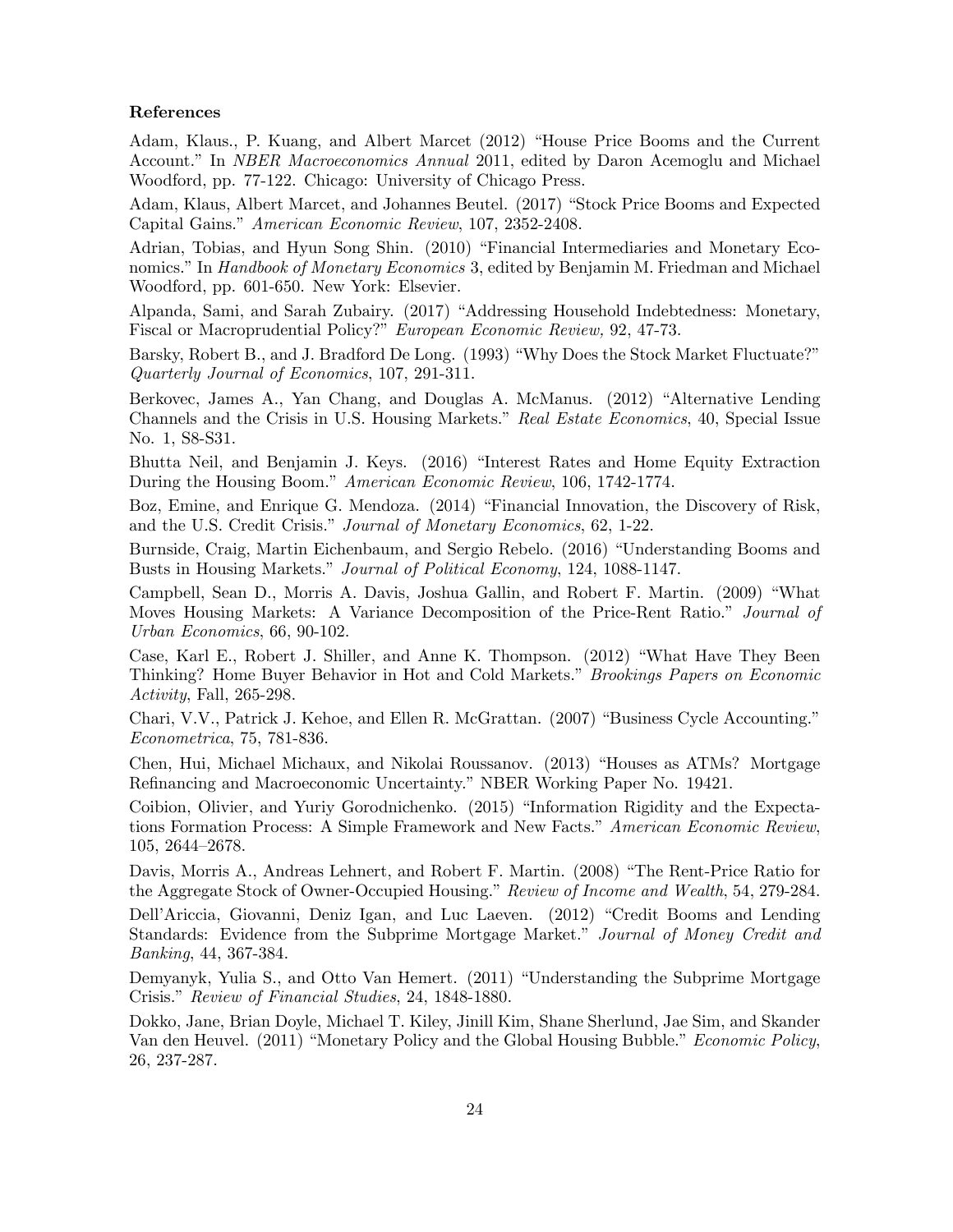**References**

Adam, Klaus., P. Kuang, and Albert Marcet (2012) "House Price Booms and the Current Account." In *NBER Macroeconomics Annual* 2011, edited by Daron Acemoglu and Michael Woodford, pp. 77-122. Chicago: University of Chicago Press.

Adam, Klaus, Albert Marcet, and Johannes Beutel. (2017) "Stock Price Booms and Expected Capital Gains." *American Economic Review*, 107, 2352-2408.

Adrian, Tobias, and Hyun Song Shin. (2010) "Financial Intermediaries and Monetary Economics." In *Handbook of Monetary Economics* 3, edited by Benjamin M. Friedman and Michael Woodford, pp. 601-650. New York: Elsevier.

Alpanda, Sami, and Sarah Zubairy. (2017) "Addressing Household Indebtedness: Monetary, Fiscal or Macroprudential Policy?" *European Economic Review,* 92, 47-73.

Barsky, Robert B., and J. Bradford De Long. (1993) "Why Does the Stock Market Fluctuate?" *Quarterly Journal of Economics*, 107, 291-311.

Berkovec, James A., Yan Chang, and Douglas A. McManus. (2012) "Alternative Lending Channels and the Crisis in U.S. Housing Markets." *Real Estate Economics*, 40, Special Issue No. 1, S8-S31.

Bhutta Neil, and Benjamin J. Keys. (2016) "Interest Rates and Home Equity Extraction During the Housing Boom." *American Economic Review*, 106, 1742-1774.

Boz, Emine, and Enrique G. Mendoza. (2014) "Financial Innovation, the Discovery of Risk, and the U.S. Credit Crisis." *Journal of Monetary Economics*, 62, 1-22.

Burnside, Craig, Martin Eichenbaum, and Sergio Rebelo. (2016) "Understanding Booms and Busts in Housing Markets." *Journal of Political Economy*, 124, 1088-1147.

Campbell, Sean D., Morris A. Davis, Joshua Gallin, and Robert F. Martin. (2009) "What Moves Housing Markets: A Variance Decomposition of the Price-Rent Ratio." *Journal of Urban Economics*, 66, 90-102.

Case, Karl E., Robert J. Shiller, and Anne K. Thompson. (2012) "What Have They Been Thinking? Home Buyer Behavior in Hot and Cold Markets." *Brookings Papers on Economic Activity*, Fall, 265-298.

Chari, V.V., Patrick J. Kehoe, and Ellen R. McGrattan. (2007) "Business Cycle Accounting." *Econometrica*, 75, 781-836.

Chen, Hui, Michael Michaux, and Nikolai Roussanov. (2013) "Houses as ATMs? Mortgage Refinancing and Macroeconomic Uncertainty." NBER Working Paper No. 19421.

Coibion, Olivier, and Yuriy Gorodnichenko. (2015) "Information Rigidity and the Expectations Formation Process: A Simple Framework and New Facts." *American Economic Review*, 105, 2644–2678.

Davis, Morris A., Andreas Lehnert, and Robert F. Martin. (2008) "The Rent-Price Ratio for the Aggregate Stock of Owner-Occupied Housing." *Review of Income and Wealth*, 54, 279-284.

Dell'Ariccia, Giovanni, Deniz Igan, and Luc Laeven. (2012) "Credit Booms and Lending Standards: Evidence from the Subprime Mortgage Market." *Journal of Money Credit and Banking*, 44, 367-384.

Demyanyk, Yulia S., and Otto Van Hemert. (2011) "Understanding the Subprime Mortgage Crisis." *Review of Financial Studies*, 24, 1848-1880.

Dokko, Jane, Brian Doyle, Michael T. Kiley, Jinill Kim, Shane Sherlund, Jae Sim, and Skander Van den Heuvel. (2011) "Monetary Policy and the Global Housing Bubble." *Economic Policy*, 26, 237-287.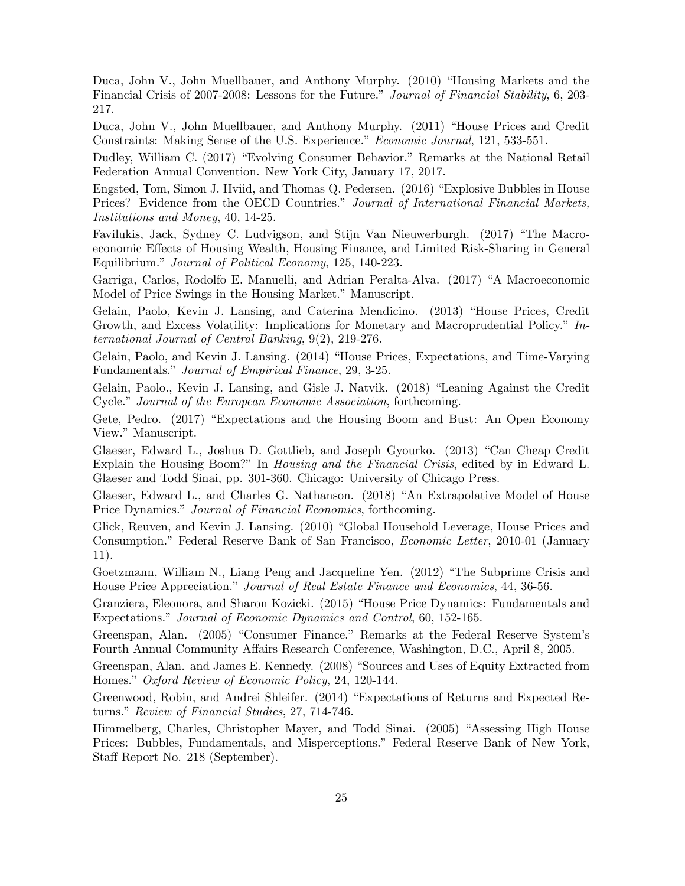Duca, John V., John Muellbauer, and Anthony Murphy. (2010) "Housing Markets and the Financial Crisis of 2007-2008: Lessons for the Future." *Journal of Financial Stability*, 6, 203-217.

Duca, John V., John Muellbauer, and Anthony Murphy. (2011) "House Prices and Credit Constraints: Making Sense of the U.S. Experience." *Economic Journal*, 121, 533-551.

Dudley, William C. (2017) "Evolving Consumer Behavior." Remarks at the National Retail Federation Annual Convention. New York City, January 17, 2017.

Engsted, Tom, Simon J. Hviid, and Thomas Q. Pedersen. (2016) "Explosive Bubbles in House Prices? Evidence from the OECD Countries." *Journal of International Financial Markets, Institutions and Money*, 40, 14-25.

Favilukis, Jack, Sydney C. Ludvigson, and Stijn Van Nieuwerburgh. (2017) "The Macroeconomic Effects of Housing Wealth, Housing Finance, and Limited Risk-Sharing in General Equilibrium." *Journal of Political Economy*, 125, 140-223.

Garriga, Carlos, Rodolfo E. Manuelli, and Adrian Peralta-Alva. (2017) "A Macroeconomic Model of Price Swings in the Housing Market." Manuscript.

Gelain, Paolo, Kevin J. Lansing, and Caterina Mendicino. (2013) "House Prices, Credit Growth, and Excess Volatility: Implications for Monetary and Macroprudential Policy." *International Journal of Central Banking*, 9(2), 219-276.

Gelain, Paolo, and Kevin J. Lansing. (2014) "House Prices, Expectations, and Time-Varying Fundamentals." *Journal of Empirical Finance*, 29, 3-25.

Gelain, Paolo., Kevin J. Lansing, and Gisle J. Natvik. (2018) "Leaning Against the Credit Cycle." *Journal of the European Economic Association*, forthcoming.

Gete, Pedro. (2017) "Expectations and the Housing Boom and Bust: An Open Economy View." Manuscript.

Glaeser, Edward L., Joshua D. Gottlieb, and Joseph Gyourko. (2013) "Can Cheap Credit Explain the Housing Boom?" In *Housing and the Financial Crisis*, edited by in Edward L. Glaeser and Todd Sinai, pp. 301-360. Chicago: University of Chicago Press.

Glaeser, Edward L., and Charles G. Nathanson. (2018) "An Extrapolative Model of House Price Dynamics." *Journal of Financial Economics*, forthcoming.

Glick, Reuven, and Kevin J. Lansing. (2010) "Global Household Leverage, House Prices and Consumption." Federal Reserve Bank of San Francisco, *Economic Letter*, 2010-01 (January 11).

Goetzmann, William N., Liang Peng and Jacqueline Yen. (2012) "The Subprime Crisis and House Price Appreciation." *Journal of Real Estate Finance and Economics*, 44, 36-56.

Granziera, Eleonora, and Sharon Kozicki. (2015) "House Price Dynamics: Fundamentals and Expectations." *Journal of Economic Dynamics and Control*, 60, 152-165.

Greenspan, Alan. (2005) "Consumer Finance." Remarks at the Federal Reserve System's Fourth Annual Community Affairs Research Conference, Washington, D.C., April 8, 2005.

Greenspan, Alan. and James E. Kennedy. (2008) "Sources and Uses of Equity Extracted from Homes." *Oxford Review of Economic Policy*, 24, 120-144.

Greenwood, Robin, and Andrei Shleifer. (2014) "Expectations of Returns and Expected Returns." *Review of Financial Studies*, 27, 714-746.

Himmelberg, Charles, Christopher Mayer, and Todd Sinai. (2005) "Assessing High House Prices: Bubbles, Fundamentals, and Misperceptions." Federal Reserve Bank of New York, Staff Report No. 218 (September).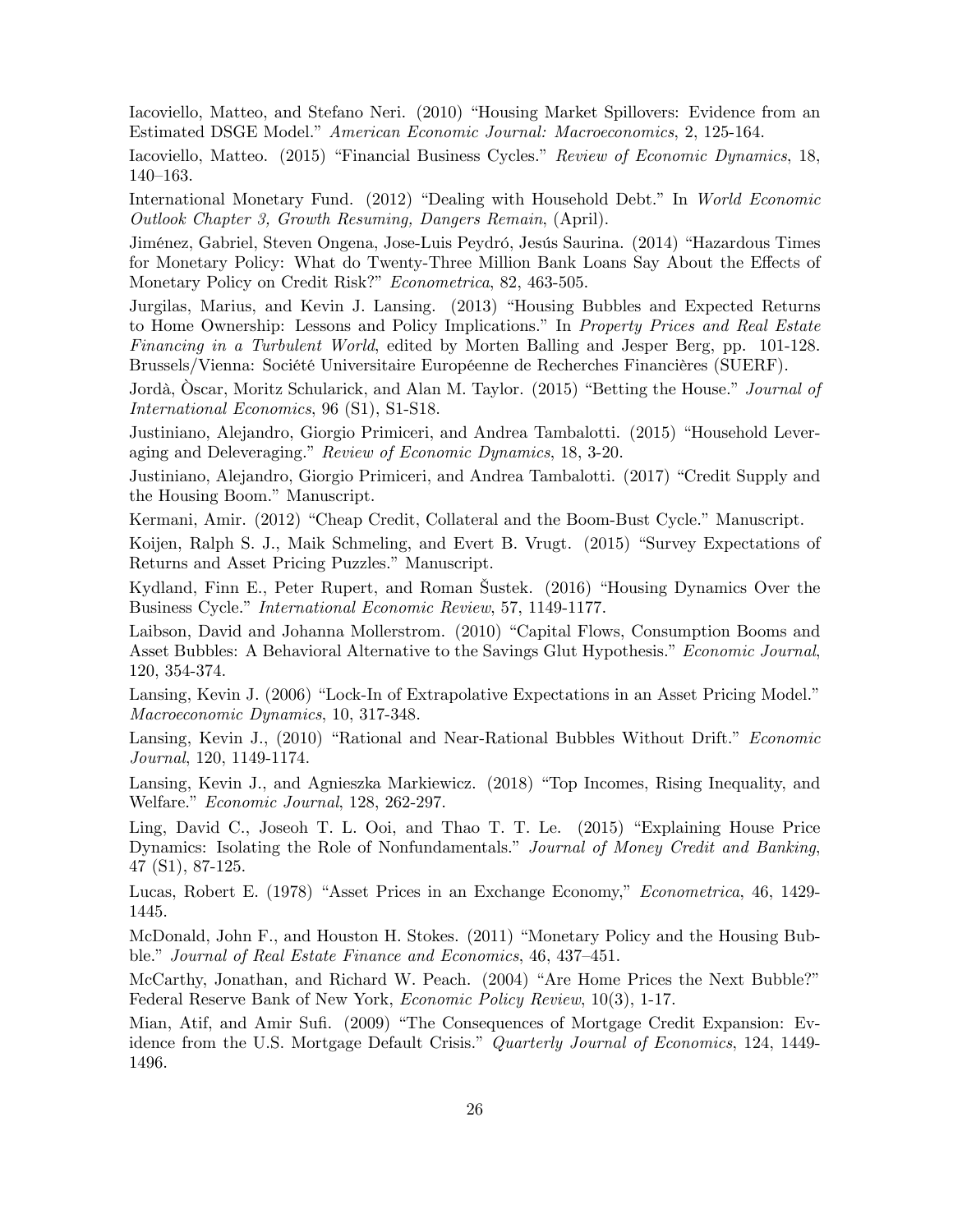Iacoviello, Matteo, and Stefano Neri. (2010) "Housing Market Spillovers: Evidence from an Estimated DSGE Model." *American Economic Journal: Macroeconomics*, 2, 125-164.

Iacoviello, Matteo. (2015) "Financial Business Cycles." *Review of Economic Dynamics*, 18, 140–163.

International Monetary Fund. (2012) "Dealing with Household Debt." In *World Economic Outlook Chapter 3, Growth Resuming, Dangers Remain*, (April).

Jiménez, Gabriel, Steven Ongena, Jose-Luis Peydró, Jesús Saurina. (2014) "Hazardous Times for Monetary Policy: What do Twenty-Three Million Bank Loans Say About the Effects of Monetary Policy on Credit Risk?" *Econometrica*, 82, 463-505.

Jurgilas, Marius, and Kevin J. Lansing. (2013) "Housing Bubbles and Expected Returns to Home Ownership: Lessons and Policy Implications." In *Property Prices and Real Estate Financing in a Turbulent World*, edited by Morten Balling and Jesper Berg, pp. 101-128. Brussels/Vienna: Société Universitaire Européenne de Recherches Financières (SUERF).

Jordà, Òscar, Moritz Schularick, and Alan M. Taylor. (2015) "Betting the House." *Journal of International Economics*, 96 (S1), S1-S18.

Justiniano, Alejandro, Giorgio Primiceri, and Andrea Tambalotti. (2015) "Household Leveraging and Deleveraging." *Review of Economic Dynamics*, 18, 3-20.

Justiniano, Alejandro, Giorgio Primiceri, and Andrea Tambalotti. (2017) "Credit Supply and the Housing Boom." Manuscript.

Kermani, Amir. (2012) "Cheap Credit, Collateral and the Boom-Bust Cycle." Manuscript.

Koijen, Ralph S. J., Maik Schmeling, and Evert B. Vrugt. (2015) "Survey Expectations of Returns and Asset Pricing Puzzles." Manuscript.

Kydland, Finn E., Peter Rupert, and Roman Šustek. (2016) "Housing Dynamics Over the Business Cycle." *International Economic Review*, 57, 1149-1177.

Laibson, David and Johanna Mollerstrom. (2010) "Capital Flows, Consumption Booms and Asset Bubbles: A Behavioral Alternative to the Savings Glut Hypothesis." *Economic Journal*, 120, 354-374.

Lansing, Kevin J. (2006) "Lock-In of Extrapolative Expectations in an Asset Pricing Model." *Macroeconomic Dynamics*, 10, 317-348.

Lansing, Kevin J., (2010) "Rational and Near-Rational Bubbles Without Drift." *Economic Journal*, 120, 1149-1174.

Lansing, Kevin J., and Agnieszka Markiewicz. (2018) "Top Incomes, Rising Inequality, and Welfare." *Economic Journal*, 128, 262-297.

Ling, David C., Joseoh T. L. Ooi, and Thao T. T. Le. (2015) "Explaining House Price Dynamics: Isolating the Role of Nonfundamentals." *Journal of Money Credit and Banking*, 47 (S1), 87-125.

Lucas, Robert E. (1978) "Asset Prices in an Exchange Economy," *Econometrica*, 46, 1429-1445.

McDonald, John F., and Houston H. Stokes. (2011) "Monetary Policy and the Housing Bubble." *Journal of Real Estate Finance and Economics*, 46, 437–451.

McCarthy, Jonathan, and Richard W. Peach. (2004) "Are Home Prices the Next Bubble?" Federal Reserve Bank of New York, *Economic Policy Review*, 10(3), 1-17.

Mian, Atif, and Amir Sufi. (2009) "The Consequences of Mortgage Credit Expansion: Evidence from the U.S. Mortgage Default Crisis." *Quarterly Journal of Economics*, 124, 1449-1496.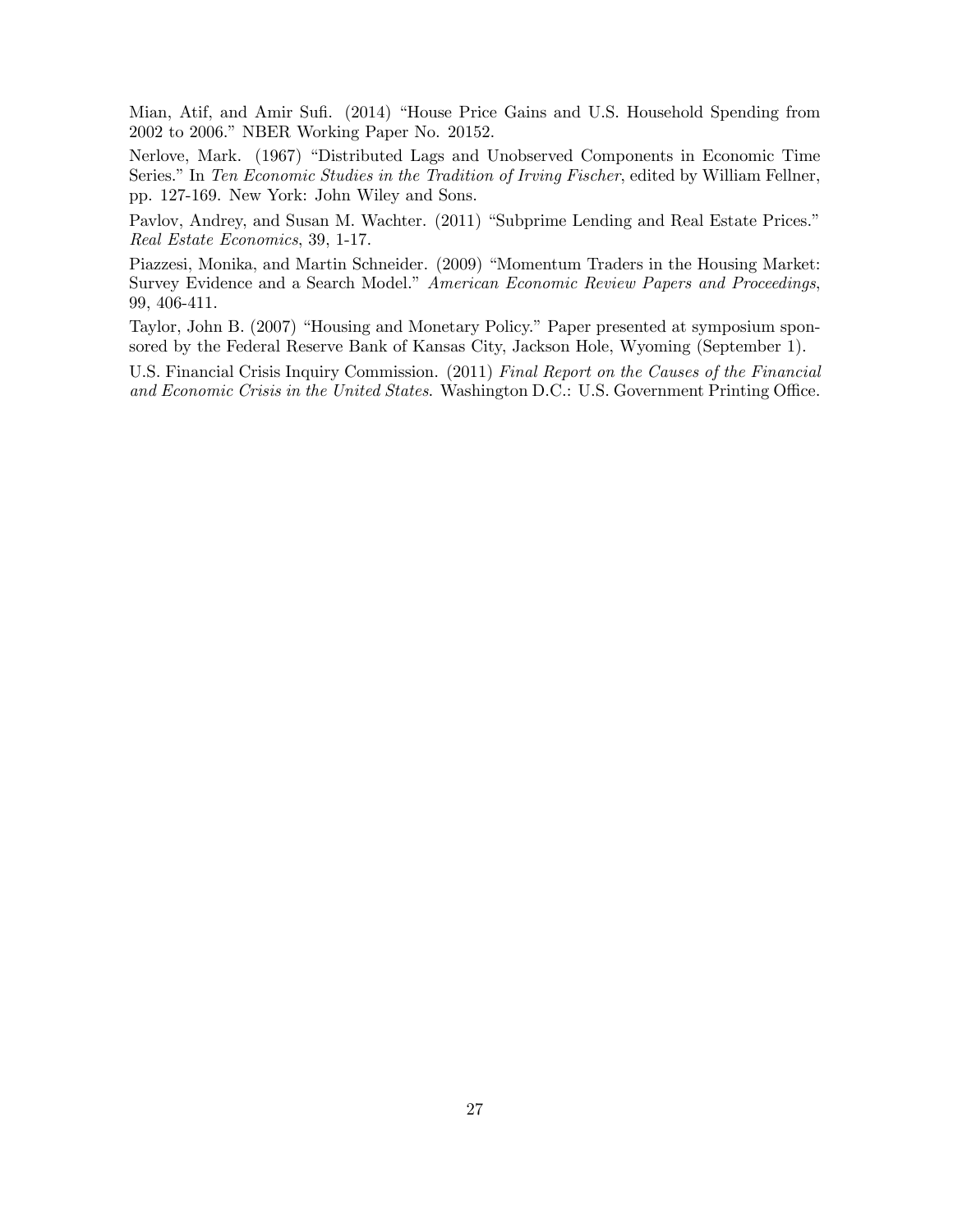Mian, Atif, and Amir Sufi. (2014) "House Price Gains and U.S. Household Spending from 2002 to 2006." NBER Working Paper No. 20152.

Nerlove, Mark. (1967) "Distributed Lags and Unobserved Components in Economic Time Series." In *Ten Economic Studies in the Tradition of Irving Fischer*, edited by William Fellner, pp. 127-169. New York: John Wiley and Sons.

Pavlov, Andrey, and Susan M. Wachter. (2011) "Subprime Lending and Real Estate Prices." *Real Estate Economics*, 39, 1-17.

Piazzesi, Monika, and Martin Schneider. (2009) "Momentum Traders in the Housing Market: Survey Evidence and a Search Model." *American Economic Review Papers and Proceedings*, 99, 406-411.

Taylor, John B. (2007) "Housing and Monetary Policy." Paper presented at symposium sponsored by the Federal Reserve Bank of Kansas City, Jackson Hole, Wyoming (September 1).

U.S. Financial Crisis Inquiry Commission. (2011) *Final Report on the Causes of the Financial and Economic Crisis in the United States*. Washington D.C.: U.S. Government Printing Office.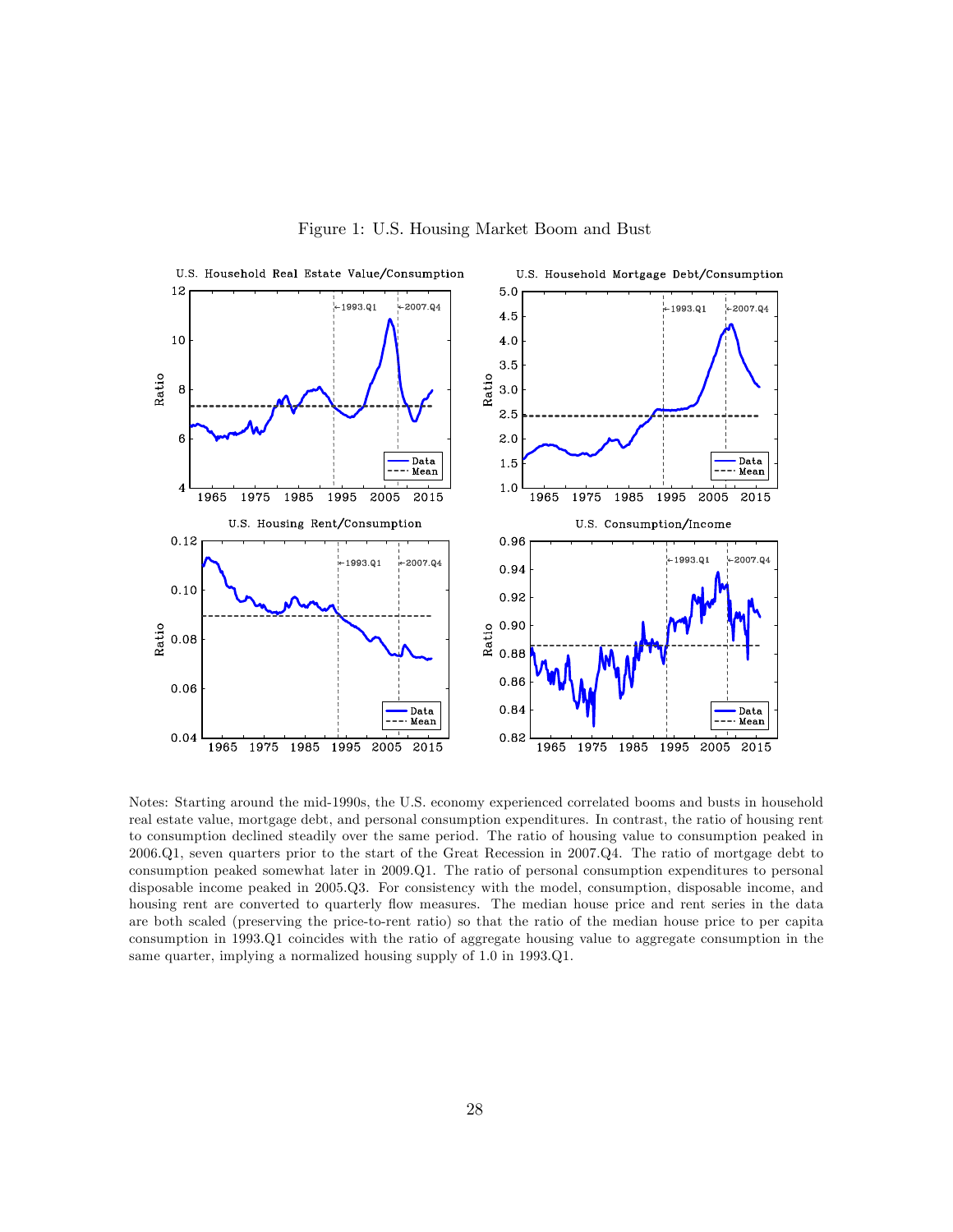Figure 1: U.S. Housing Market Boom and Bust

Notes: Starting around the mid-1990s, the U.S. economy experienced correlated booms and busts in household real estate value, mortgage debt, and personal consumption expenditures. In contrast, the ratio of housing rent to consumption declined steadily over the same period. The ratio of housing value to consumption peaked in 2006.Q1, seven quarters prior to the start of the Great Recession in 2007.Q4. The ratio of mortgage debt to consumption peaked somewhat later in 2009.Q1. The ratio of personal consumption expenditures to personal disposable income peaked in 2005.Q3. For consistency with the model, consumption, disposable income, and housing rent are converted to quarterly flow measures. The median house price and rent series in the data are both scaled (preserving the price-to-rent ratio) so that the ratio of the median house price to per capita consumption in 1993.Q1 coincides with the ratio of aggregate housing value to aggregate consumption in the same quarter, implying a normalized housing supply of 1.0 in 1993.Q1.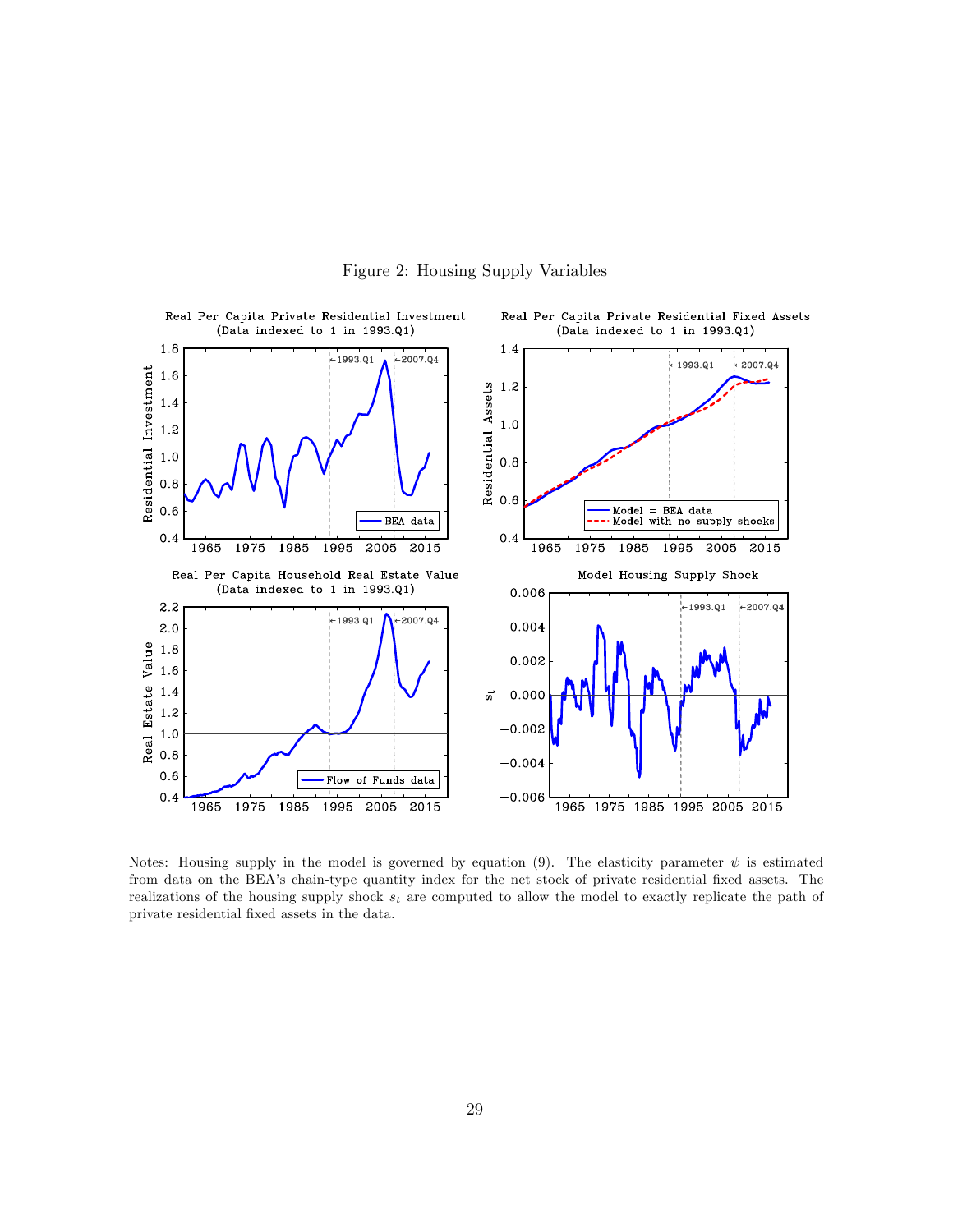Figure 2: Housing Supply Variables

Notes: Housing supply in the model is governed by equation (9). The elasticity parameter $\psi$ is estimated from data on the BEA's chain-type quantity index for the net stock of private residential fixed assets. The realizations of the housing supply shock $s_t$ are computed to allow the model to exactly replicate the path of private residential fixed assets in the data.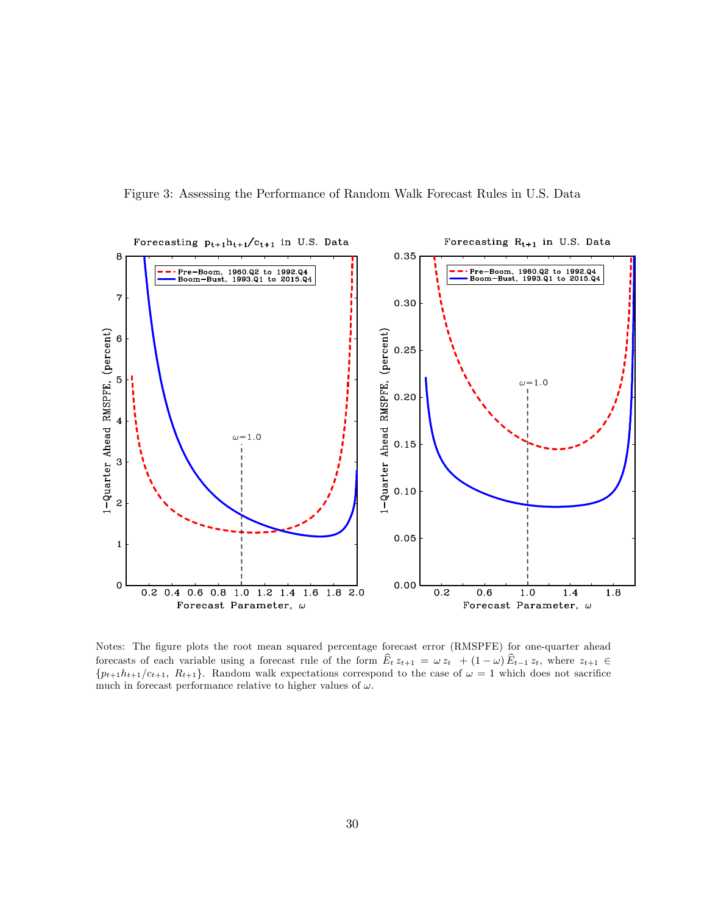Figure 3: Assessing the Performance of Random Walk Forecast Rules in U.S. Data

Notes: The figure plots the root mean squared percentage forecast error (RMSPFE) for one-quarter ahead forecasts of each variable using a forecast rule of the form $\widehat{E}_t \, z_{t+1} = \omega \, z_t \; + (1 - \omega) \, \widehat{E}_{t-1} \, z_t$, where $z_{t+1} \in \{p_{t+1}h_{t+1}/c_{t+1}, \; R_{t+1}\}$. Random walk expectations correspond to the case of $\omega = 1$ which does not sacrifice much in forecast performance relative to higher values of $\omega$.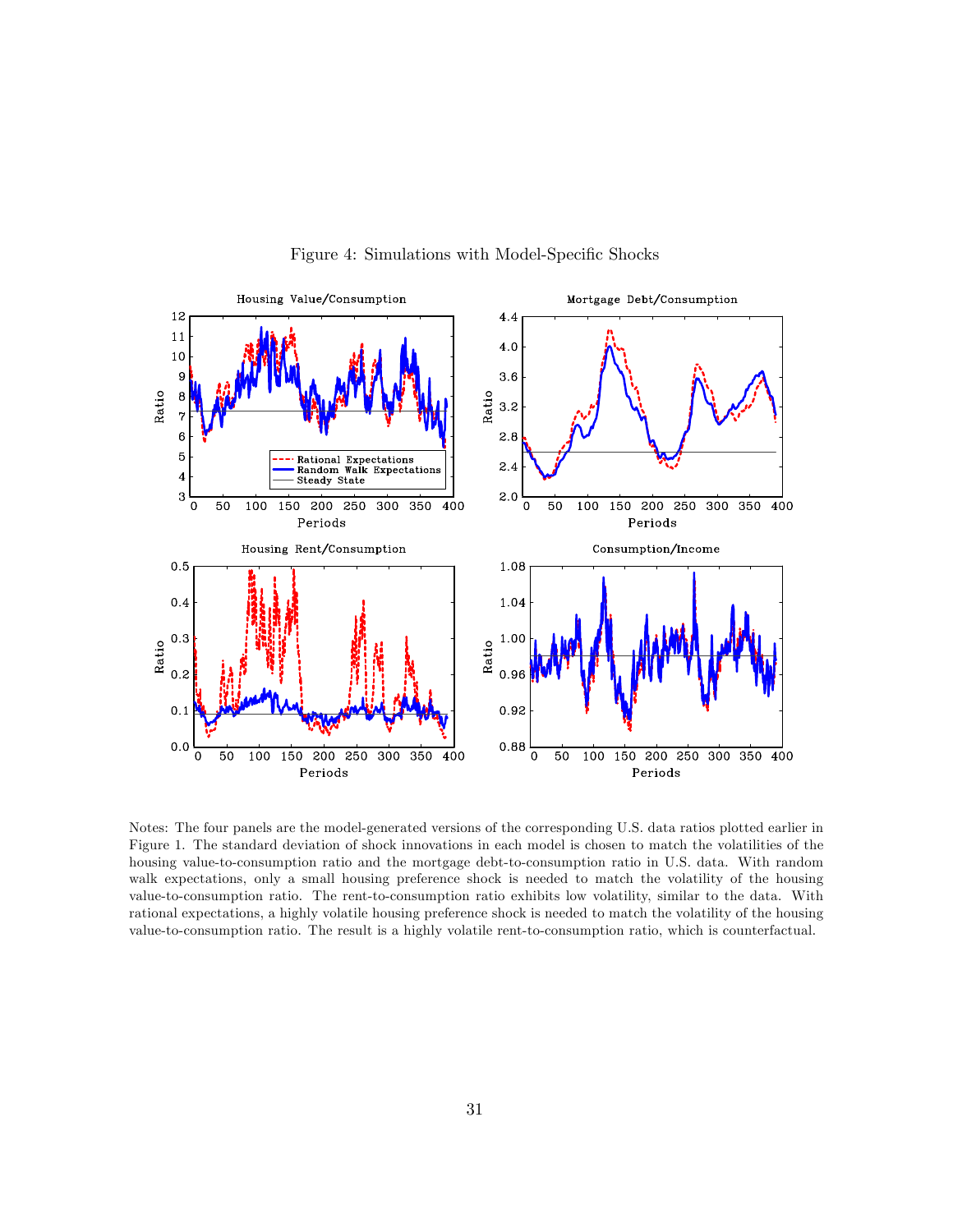Figure 4: Simulations with Model-Specific Shocks

Notes: The four panels are the model-generated versions of the corresponding U.S. data ratios plotted earlier in Figure 1. The standard deviation of shock innovations in each model is chosen to match the volatilities of the housing value-to-consumption ratio and the mortgage debt-to-consumption ratio in U.S. data. With random walk expectations, only a small housing preference shock is needed to match the volatility of the housing value-to-consumption ratio. The rent-to-consumption ratio exhibits low volatility, similar to the data. With rational expectations, a highly volatile housing preference shock is needed to match the volatility of the housing value-to-consumption ratio. The result is a highly volatile rent-to-consumption ratio, which is counterfactual.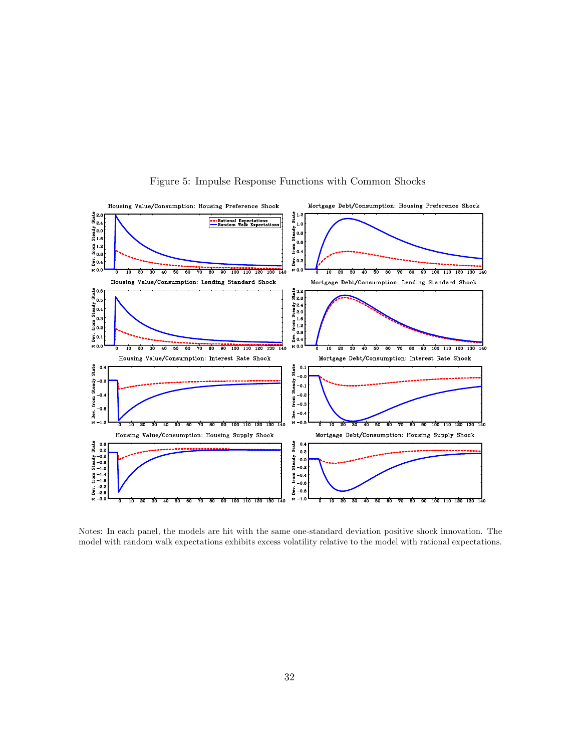Figure 5: Impulse Response Functions with Common Shocks

Notes: In each panel, the models are hit with the same one-standard deviation positive shock innovation. The model with random walk expectations exhibits excess volatility relative to the model with rational expectations.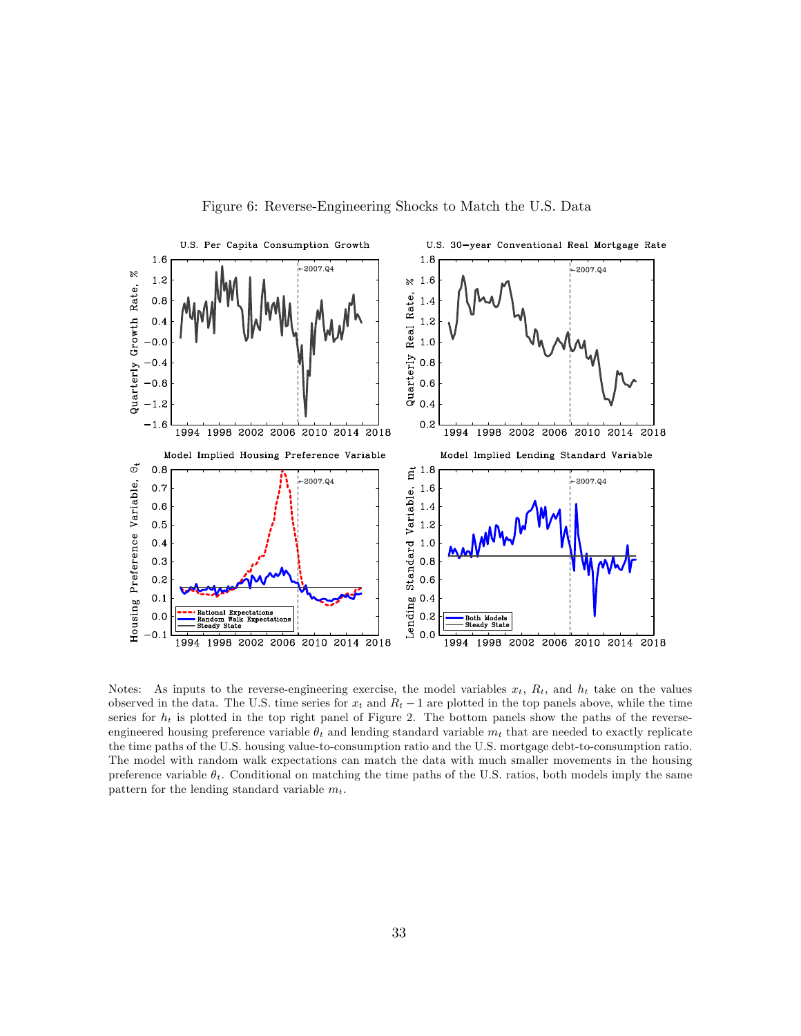Figure 6: Reverse-Engineering Shocks to Match the U.S. Data

Notes: As inputs to the reverse-engineering exercise, the model variables $x_t$, $R_t$, and $h_t$ take on the values observed in the data. The U.S. time series for $x_t$ and $R_t - 1$ are plotted in the top panels above, while the time series for $h_t$ is plotted in the top right panel of Figure 2. The bottom panels show the paths of the reverse-engineered housing preference variable $\theta_t$ and lending standard variable $m_t$ that are needed to exactly replicate the time paths of the U.S. housing value-to-consumption ratio and the U.S. mortgage debt-to-consumption ratio. The model with random walk expectations can match the data with much smaller movements in the housing preference variable $\theta_t$. Conditional on matching the time paths of the U.S. ratios, both models imply the same pattern for the lending standard variable $m_t$.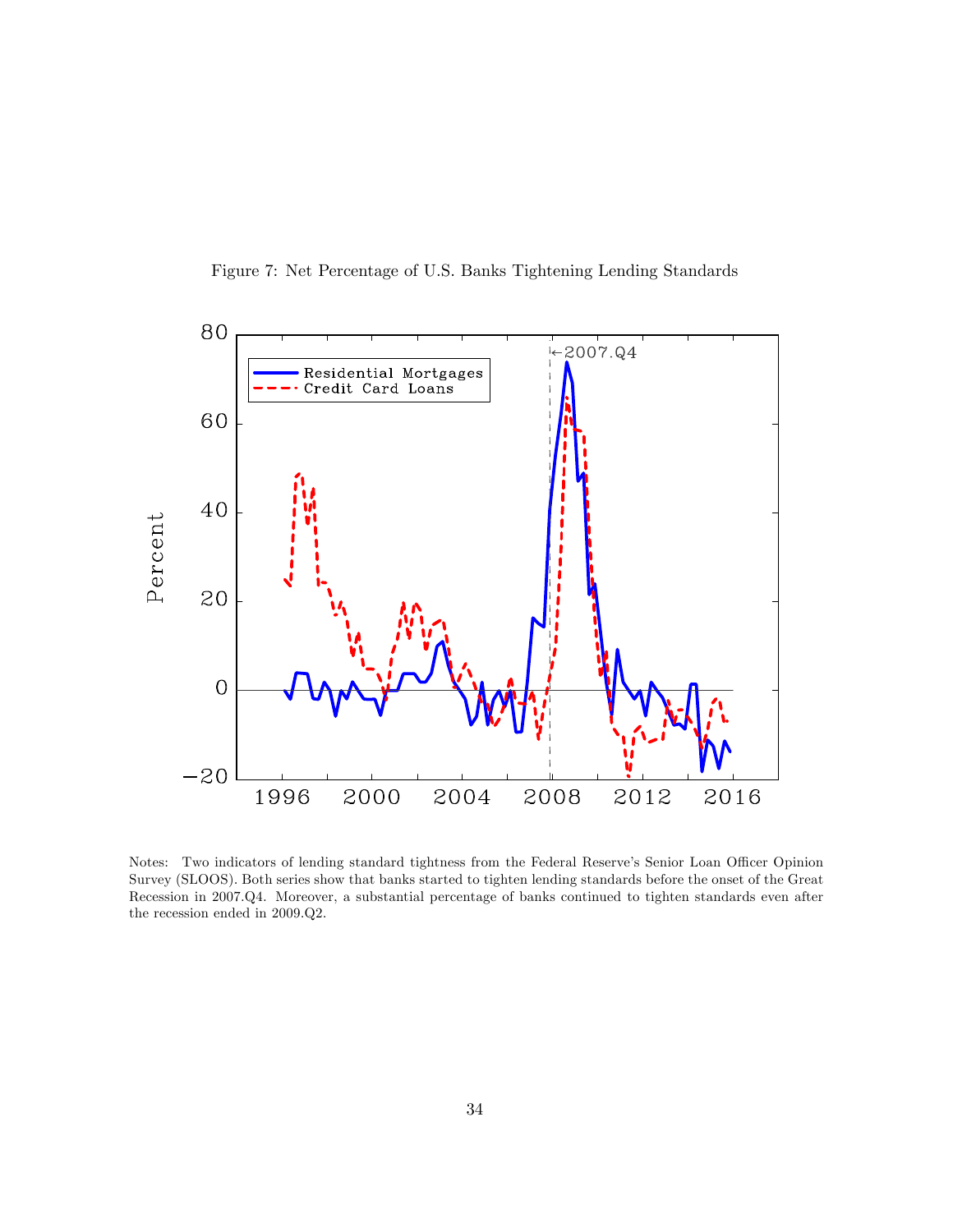Figure 7: Net Percentage of U.S. Banks Tightening Lending Standards

Notes: Two indicators of lending standard tightness from the Federal Reserve's Senior Loan Officer Opinion Survey (SLOOS). Both series show that banks started to tighten lending standards before the onset of the Great Recession in 2007.Q4. Moreover, a substantial percentage of banks continued to tighten standards even after the recession ended in 2009.Q2.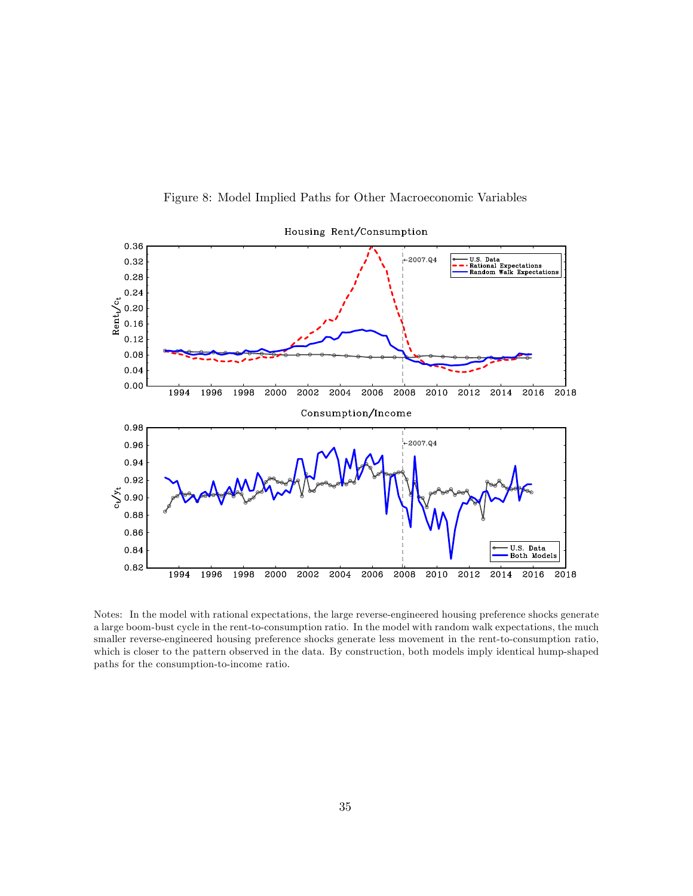Figure 8: Model Implied Paths for Other Macroeconomic Variables

Notes: In the model with rational expectations, the large reverse-engineered housing preference shocks generate a large boom-bust cycle in the rent-to-consumption ratio. In the model with random walk expectations, the much smaller reverse-engineered housing preference shocks generate less movement in the rent-to-consumption ratio, which is closer to the pattern observed in the data. By construction, both models imply identical hump-shaped paths for the consumption-to-income ratio.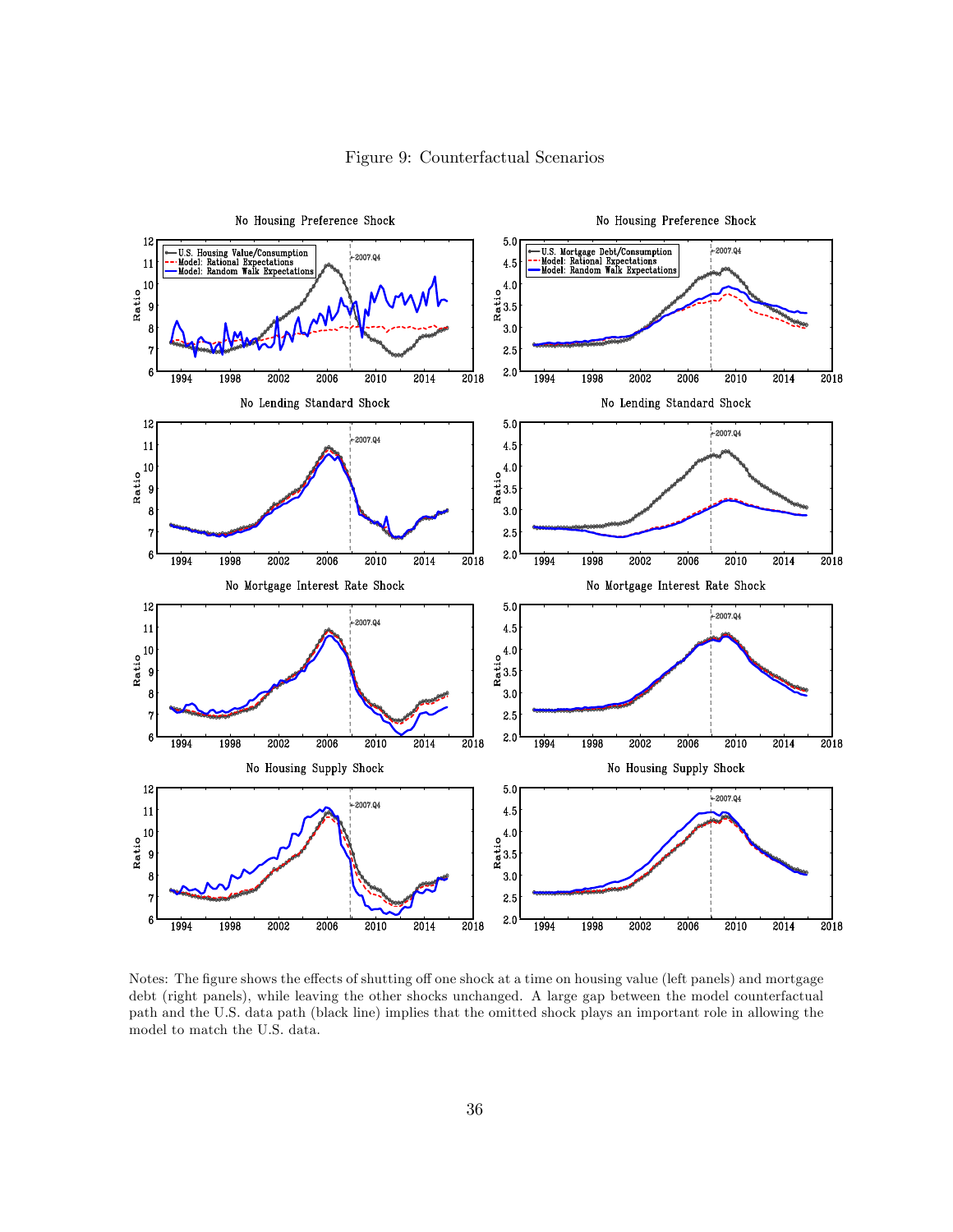Figure 9: Counterfactual Scenarios

No Housing Preference Shock

U.S. Housing Value/Consumption
Model: Rational Expectations
Model: Random Walk Expectations

Ratio

12
11
10
9
8
7
6

1994 1998 2002 2006 2010 2014 2018

2007.Q4

No Housing Preference Shock

U.S. Mortgage Debt/Consumption
Model: Rational Expectations
Model: Random Walk Expectations

Ratio

5.0
4.5
4.0
3.5
3.0
2.5
2.0

1994 1998 2002 2006 2010 2014 2018

2007.Q4

No Lending Standard Shock

Ratio

12
11
10
9
8
7
6

1994 1998 2002 2006 2010 2014 2018

2007.Q4

No Lending Standard Shock

Ratio

5.0
4.5
4.0
3.5
3.0
2.5
2.0

1994 1998 2002 2006 2010 2014 2018

2007.Q4

No Mortgage Interest Rate Shock

Ratio

12
11
10
9
8
7
6

1994 1998 2002 2006 2010 2014 2018

2007.Q4

No Mortgage Interest Rate Shock

Ratio

5.0
4.5
4.0
3.5
3.0
2.5
2.0

1994 1998 2002 2006 2010 2014 2018

2007.Q4

No Housing Supply Shock

Ratio

12
11
10
9
8
7
6

1994 1998 2002 2006 2010 2014 2018

2007.Q4

No Housing Supply Shock

Ratio

5.0
4.5
4.0
3.5
3.0
2.5
2.0

1994 1998 2002 2006 2010 2014 2018

2007.Q4

Notes: The figure shows the effects of shutting off one shock at a time on housing value (left panels) and mortgage debt (right panels), while leaving the other shocks unchanged. A large gap between the model counterfactual path and the U.S. data path (black line) implies that the omitted shock plays an important role in allowing the model to match the U.S. data.